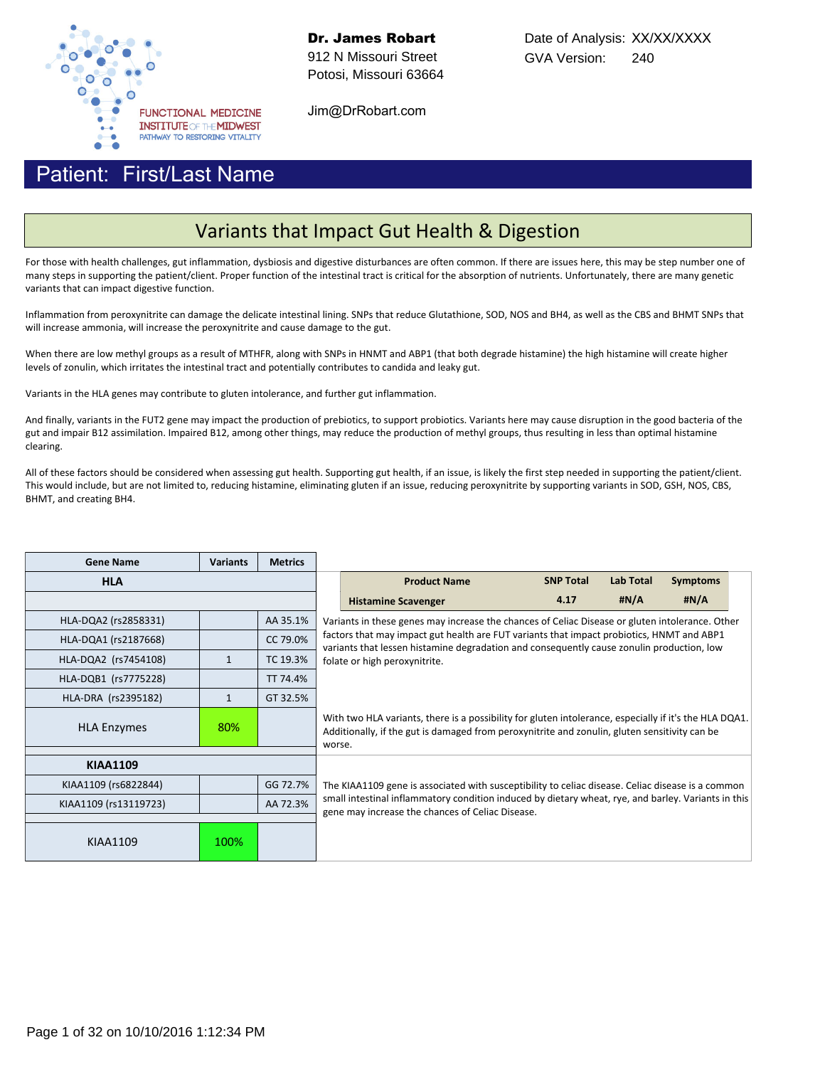FUNCTIONAL MEDICINE INSTITUTE OF THE MIDWEST
PATHWAY TO RESTORING VITALITY

**Dr. James Robart**
912 N Missouri Street
Potosi, Missouri 63664

Jim@DrRobart.com

Date of Analysis: XX/XX/XXXX
GVA Version: 240

## Patient: First/Last Name

# Variants that Impact Gut Health & Digestion

For those with health challenges, gut inflammation, dysbiosis and digestive disturbances are often common. If there are issues here, this may be step number one of many steps in supporting the patient/client. Proper function of the intestinal tract is critical for the absorption of nutrients. Unfortunately, there are many genetic variants that can impact digestive function.

Inflammation from peroxynitrite can damage the delicate intestinal lining. SNPs that reduce Glutathione, SOD, NOS and BH4, as well as the CBS and BHMT SNPs that will increase ammonia, will increase the peroxynitrite and cause damage to the gut.

When there are low methyl groups as a result of MTHFR, along with SNPs in HNMT and ABP1 (that both degrade histamine) the high histamine will create higher levels of zonulin, which irritates the intestinal tract and potentially contributes to candida and leaky gut.

Variants in the HLA genes may contribute to gluten intolerance, and further gut inflammation.

And finally, variants in the FUT2 gene may impact the production of prebiotics, to support probiotics. Variants here may cause disruption in the good bacteria of the gut and impair B12 assimilation. Impaired B12, among other things, may reduce the production of methyl groups, thus resulting in less than optimal histamine clearing.

All of these factors should be considered when assessing gut health. Supporting gut health, if an issue, is likely the first step needed in supporting the patient/client. This would include, but are not limited to, reducing histamine, eliminating gluten if an issue, reducing peroxynitrite by supporting variants in SOD, GSH, NOS, CBS, BHMT, and creating BH4.

| Product Name | SNP Total | Lab Total | Symptoms |
|---|---|---|---|
| Histamine Scavenger | 4.17 | #N/A | #N/A |

| Gene Name | Variants | Metrics | Notes |
|---|---|---|---|
| **HLA** | | | |
| HLA-DQA2 (rs2858331) | | AA 35.1% | Variants in these genes may increase the chances of Celiac Disease or gluten intolerance. Other factors that may impact gut health are FUT variants that impact probiotics, HNMT and ABP1 variants that lessen histamine degradation and consequently cause zonulin production, low folate or high peroxynitrite. |
| HLA-DQA1 (rs2187668) | | CC 79.0% | |
| HLA-DQA2 (rs7454108) | 1 | TC 19.3% | |
| HLA-DQB1 (rs7775228) | | TT 74.4% | |
| HLA-DRA (rs2395182) | 1 | GT 32.5% | |
| HLA Enzymes | 80% | | With two HLA variants, there is a possibility for gluten intolerance, especially if it's the HLA DQA1. Additionally, if the gut is damaged from peroxynitrite and zonulin, gluten sensitivity can be worse. |
| **KIAA1109** | | | |
| KIAA1109 (rs6822844) | | GG 72.7% | The KIAA1109 gene is associated with susceptibility to celiac disease. Celiac disease is a common small intestinal inflammatory condition induced by dietary wheat, rye, and barley. Variants in this gene may increase the chances of Celiac Disease. |
| KIAA1109 (rs13119723) | | AA 72.3% | |
| KIAA1109 | 100% | | |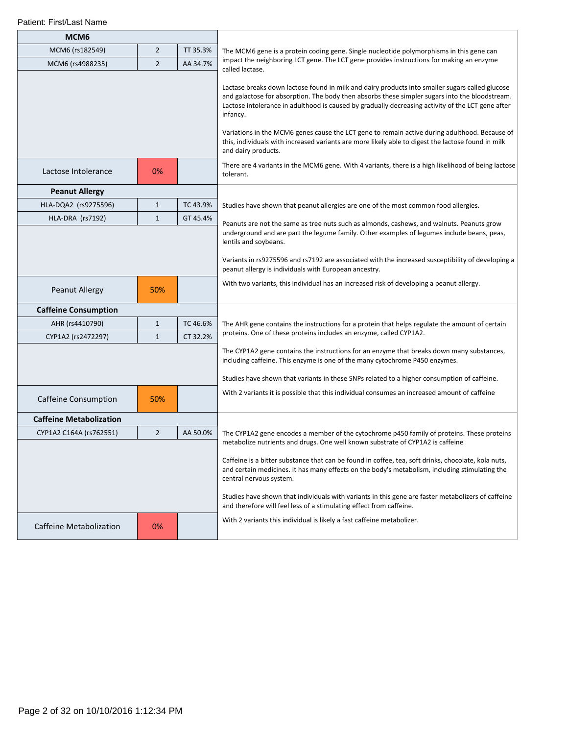## MCM6

| MCM6 | | |
|---|---|---|
| MCM6 (rs182549) | 2 | TT 35.3% |
| MCM6 (rs4988235) | 2 | AA 34.7% |
| Lactose Intolerance | 0% | |

The MCM6 gene is a protein coding gene. Single nucleotide polymorphisms in this gene can impact the neighboring LCT gene. The LCT gene provides instructions for making an enzyme called lactase.

Lactase breaks down lactose found in milk and dairy products into smaller sugars called glucose and galactose for absorption. The body then absorbs these simpler sugars into the bloodstream. Lactose intolerance in adulthood is caused by gradually decreasing activity of the LCT gene after infancy.

Variations in the MCM6 genes cause the LCT gene to remain active during adulthood. Because of this, individuals with increased variants are more likely able to digest the lactose found in milk and dairy products.

There are 4 variants in the MCM6 gene. With 4 variants, there is a high likelihood of being lactose tolerant.

## Peanut Allergy

| Peanut Allergy | | |
|---|---|---|
| HLA-DQA2 (rs9275596) | 1 | TC 43.9% |
| HLA-DRA (rs7192) | 1 | GT 45.4% |
| Peanut Allergy | 50% | |

Studies have shown that peanut allergies are one of the most common food allergies.

Peanuts are not the same as tree nuts such as almonds, cashews, and walnuts. Peanuts grow underground and are part the legume family. Other examples of legumes include beans, peas, lentils and soybeans.

Variants in rs9275596 and rs7192 are associated with the increased susceptibility of developing a peanut allergy is individuals with European ancestry.

With two variants, this individual has an increased risk of developing a peanut allergy.

## Caffeine Consumption

| Caffeine Consumption | | |
|---|---|---|
| AHR (rs4410790) | 1 | TC 46.6% |
| CYP1A2 (rs2472297) | 1 | CT 32.2% |
| Caffeine Consumption | 50% | |

The AHR gene contains the instructions for a protein that helps regulate the amount of certain proteins. One of these proteins includes an enzyme, called CYP1A2.

The CYP1A2 gene contains the instructions for an enzyme that breaks down many substances, including caffeine. This enzyme is one of the many cytochrome P450 enzymes.

Studies have shown that variants in these SNPs related to a higher consumption of caffeine.

With 2 variants it is possible that this individual consumes an increased amount of caffeine

## Caffeine Metabolization

| Caffeine Metabolization | | |
|---|---|---|
| CYP1A2 C164A (rs762551) | 2 | AA 50.0% |
| Caffeine Metabolization | 0% | |

The CYP1A2 gene encodes a member of the cytochrome p450 family of proteins. These proteins metabolize nutrients and drugs. One well known substrate of CYP1A2 is caffeine

Caffeine is a bitter substance that can be found in coffee, tea, soft drinks, chocolate, kola nuts, and certain medicines. It has many effects on the body's metabolism, including stimulating the central nervous system.

Studies have shown that individuals with variants in this gene are faster metabolizers of caffeine and therefore will feel less of a stimulating effect from caffeine.

With 2 variants this individual is likely a fast caffeine metabolizer.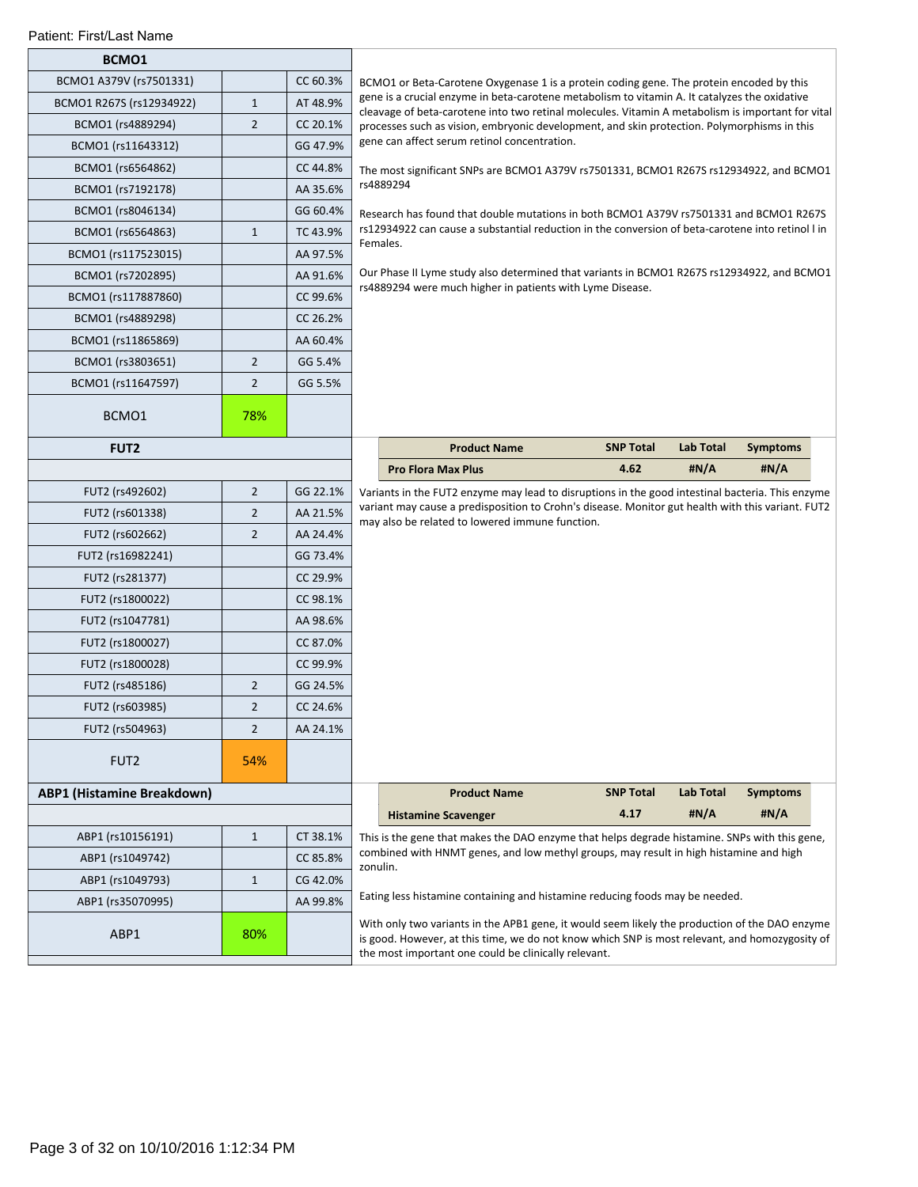Patient: First/Last Name

| BCMO1 | | |
|---|---|---|
| BCMO1 A379V (rs7501331) | | CC 60.3% |
| BCMO1 R267S (rs12934922) | 1 | AT 48.9% |
| BCMO1 (rs4889294) | 2 | CC 20.1% |
| BCMO1 (rs11643312) | | GG 47.9% |
| BCMO1 (rs6564862) | | CC 44.8% |
| BCMO1 (rs7192178) | | AA 35.6% |
| BCMO1 (rs8046134) | | GG 60.4% |
| BCMO1 (rs6564863) | 1 | TC 43.9% |
| BCMO1 (rs117523015) | | AA 97.5% |
| BCMO1 (rs7202895) | | AA 91.6% |
| BCMO1 (rs117887860) | | CC 99.6% |
| BCMO1 (rs4889298) | | CC 26.2% |
| BCMO1 (rs11865869) | | AA 60.4% |
| BCMO1 (rs3803651) | 2 | GG 5.4% |
| BCMO1 (rs11647597) | 2 | GG 5.5% |
| BCMO1 | 78% | |

BCMO1 or Beta-Carotene Oxygenase 1 is a protein coding gene. The protein encoded by this gene is a crucial enzyme in beta-carotene metabolism to vitamin A. It catalyzes the oxidative cleavage of beta-carotene into two retinal molecules. Vitamin A metabolism is important for vital processes such as vision, embryonic development, and skin protection. Polymorphisms in this gene can affect serum retinol concentration.

The most significant SNPs are BCMO1 A379V rs7501331, BCMO1 R267S rs12934922, and BCMO1 rs4889294

Research has found that double mutations in both BCMO1 A379V rs7501331 and BCMO1 R267S rs12934922 can cause a substantial reduction in the conversion of beta-carotene into retinol l in Females.

Our Phase II Lyme study also determined that variants in BCMO1 R267S rs12934922, and BCMO1 rs4889294 were much higher in patients with Lyme Disease.

| FUT2 | | |
|---|---|---|
| | | |
| FUT2 (rs492602) | 2 | GG 22.1% |
| FUT2 (rs601338) | 2 | AA 21.5% |
| FUT2 (rs602662) | 2 | AA 24.4% |
| FUT2 (rs16982241) | | GG 73.4% |
| FUT2 (rs281377) | | CC 29.9% |
| FUT2 (rs1800022) | | CC 98.1% |
| FUT2 (rs1047781) | | AA 98.6% |
| FUT2 (rs1800027) | | CC 87.0% |
| FUT2 (rs1800028) | | CC 99.9% |
| FUT2 (rs485186) | 2 | GG 24.5% |
| FUT2 (rs603985) | 2 | CC 24.6% |
| FUT2 (rs504963) | 2 | AA 24.1% |
| FUT2 | 54% | |

| Product Name | SNP Total | Lab Total | Symptoms |
|---|---|---|---|
| Pro Flora Max Plus | 4.62 | #N/A | #N/A |

Variants in the FUT2 enzyme may lead to disruptions in the good intestinal bacteria. This enzyme variant may cause a predisposition to Crohn's disease. Monitor gut health with this variant. FUT2 may also be related to lowered immune function.

| ABP1 (Histamine Breakdown) | | |
|---|---|---|
| | | |
| ABP1 (rs10156191) | 1 | CT 38.1% |
| ABP1 (rs1049742) | | CC 85.8% |
| ABP1 (rs1049793) | 1 | CG 42.0% |
| ABP1 (rs35070995) | | AA 99.8% |
| ABP1 | 80% | |

| Product Name | SNP Total | Lab Total | Symptoms |
|---|---|---|---|
| Histamine Scavenger | 4.17 | #N/A | #N/A |

This is the gene that makes the DAO enzyme that helps degrade histamine. SNPs with this gene, combined with HNMT genes, and low methyl groups, may result in high histamine and high zonulin.

Eating less histamine containing and histamine reducing foods may be needed.

With only two variants in the APB1 gene, it would seem likely the production of the DAO enzyme is good. However, at this time, we do not know which SNP is most relevant, and homozygosity of the most important one could be clinically relevant.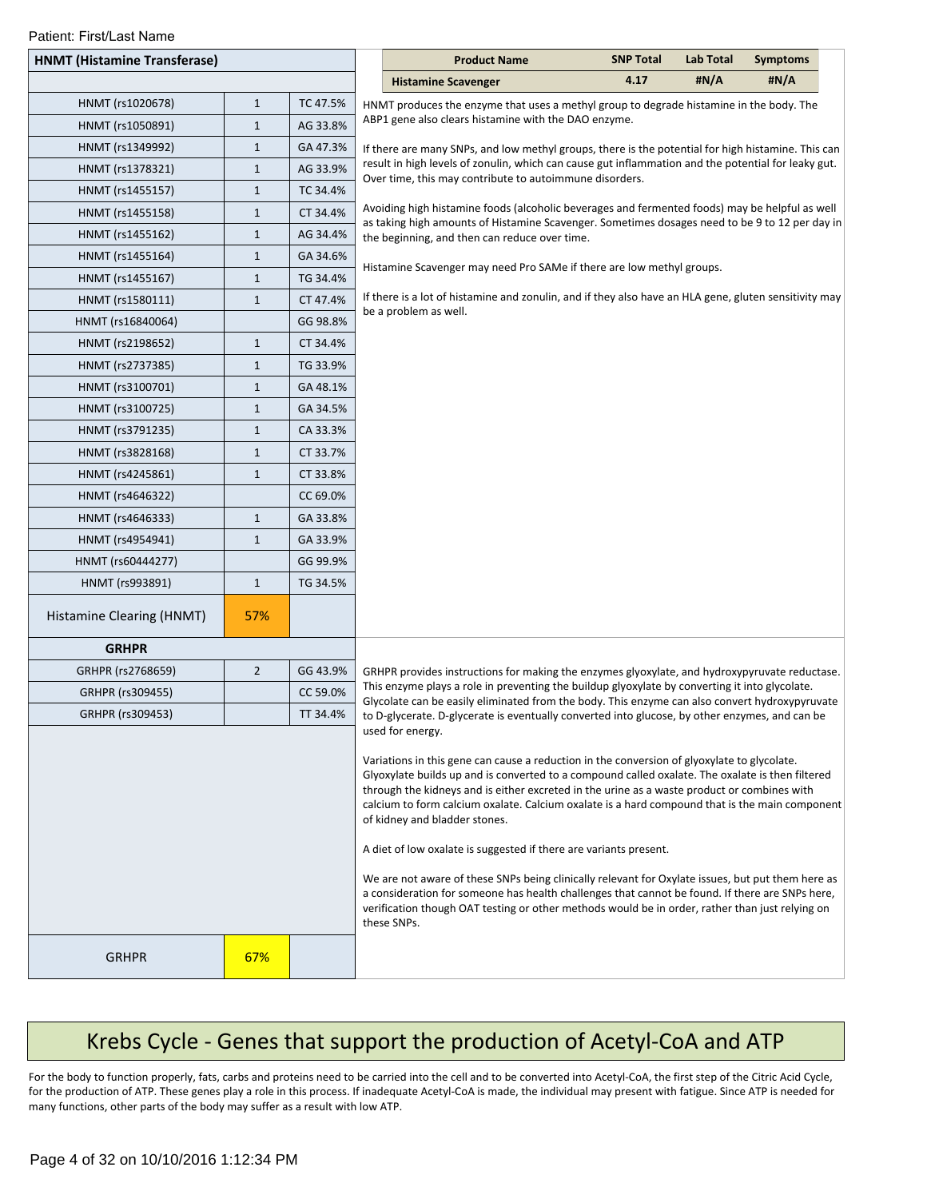Patient: First/Last Name

| HNMT (Histamine Transferase) | | |
|---|---|---|
| HNMT (rs1020678) | 1 | TC 47.5% |
| HNMT (rs1050891) | 1 | AG 33.8% |
| HNMT (rs1349992) | 1 | GA 47.3% |
| HNMT (rs1378321) | 1 | AG 33.9% |
| HNMT (rs1455157) | 1 | TC 34.4% |
| HNMT (rs1455158) | 1 | CT 34.4% |
| HNMT (rs1455162) | 1 | AG 34.4% |
| HNMT (rs1455164) | 1 | GA 34.6% |
| HNMT (rs1455167) | 1 | TG 34.4% |
| HNMT (rs1580111) | 1 | CT 47.4% |
| HNMT (rs16840064) | | GG 98.8% |
| HNMT (rs2198652) | 1 | CT 34.4% |
| HNMT (rs2737385) | 1 | TG 33.9% |
| HNMT (rs3100701) | 1 | GA 48.1% |
| HNMT (rs3100725) | 1 | GA 34.5% |
| HNMT (rs3791235) | 1 | CA 33.3% |
| HNMT (rs3828168) | 1 | CT 33.7% |
| HNMT (rs4245861) | 1 | CT 33.8% |
| HNMT (rs4646322) | | CC 69.0% |
| HNMT (rs4646333) | 1 | GA 33.8% |
| HNMT (rs4954941) | 1 | GA 33.9% |
| HNMT (rs60444277) | | GG 99.9% |
| HNMT (rs993891) | 1 | TG 34.5% |
| Histamine Clearing (HNMT) | 57% | |

| Product Name | SNP Total | Lab Total | Symptoms |
|---|---|---|---|
| Histamine Scavenger | 4.17 | #N/A | #N/A |

HNMT produces the enzyme that uses a methyl group to degrade histamine in the body. The ABP1 gene also clears histamine with the DAO enzyme.

If there are many SNPs, and low methyl groups, there is the potential for high histamine. This can result in high levels of zonulin, which can cause gut inflammation and the potential for leaky gut. Over time, this may contribute to autoimmune disorders.

Avoiding high histamine foods (alcoholic beverages and fermented foods) may be helpful as well as taking high amounts of Histamine Scavenger. Sometimes dosages need to be 9 to 12 per day in the beginning, and then can reduce over time.

Histamine Scavenger may need Pro SAMe if there are low methyl groups.

If there is a lot of histamine and zonulin, and if they also have an HLA gene, gluten sensitivity may be a problem as well.

| GRHPR | | |
|---|---|---|
| GRHPR (rs2768659) | 2 | GG 43.9% |
| GRHPR (rs309455) | | CC 59.0% |
| GRHPR (rs309453) | | TT 34.4% |
| GRHPR | 67% | |

GRHPR provides instructions for making the enzymes glyoxylate, and hydroxypyruvate reductase. This enzyme plays a role in preventing the buildup glyoxylate by converting it into glycolate. Glycolate can be easily eliminated from the body. This enzyme can also convert hydroxypyruvate to D-glycerate. D-glycerate is eventually converted into glucose, by other enzymes, and can be used for energy.

Variations in this gene can cause a reduction in the conversion of glyoxylate to glycolate. Glyoxylate builds up and is converted to a compound called oxalate. The oxalate is then filtered through the kidneys and is either excreted in the urine as a waste product or combines with calcium to form calcium oxalate. Calcium oxalate is a hard compound that is the main component of kidney and bladder stones.

A diet of low oxalate is suggested if there are variants present.

We are not aware of these SNPs being clinically relevant for Oxylate issues, but put them here as a consideration for someone has health challenges that cannot be found. If there are SNPs here, verification though OAT testing or other methods would be in order, rather than just relying on these SNPs.

# Krebs Cycle - Genes that support the production of Acetyl-CoA and ATP

For the body to function properly, fats, carbs and proteins need to be carried into the cell and to be converted into Acetyl-CoA, the first step of the Citric Acid Cycle, for the production of ATP. These genes play a role in this process. If inadequate Acetyl-CoA is made, the individual may present with fatigue. Since ATP is needed for many functions, other parts of the body may suffer as a result with low ATP.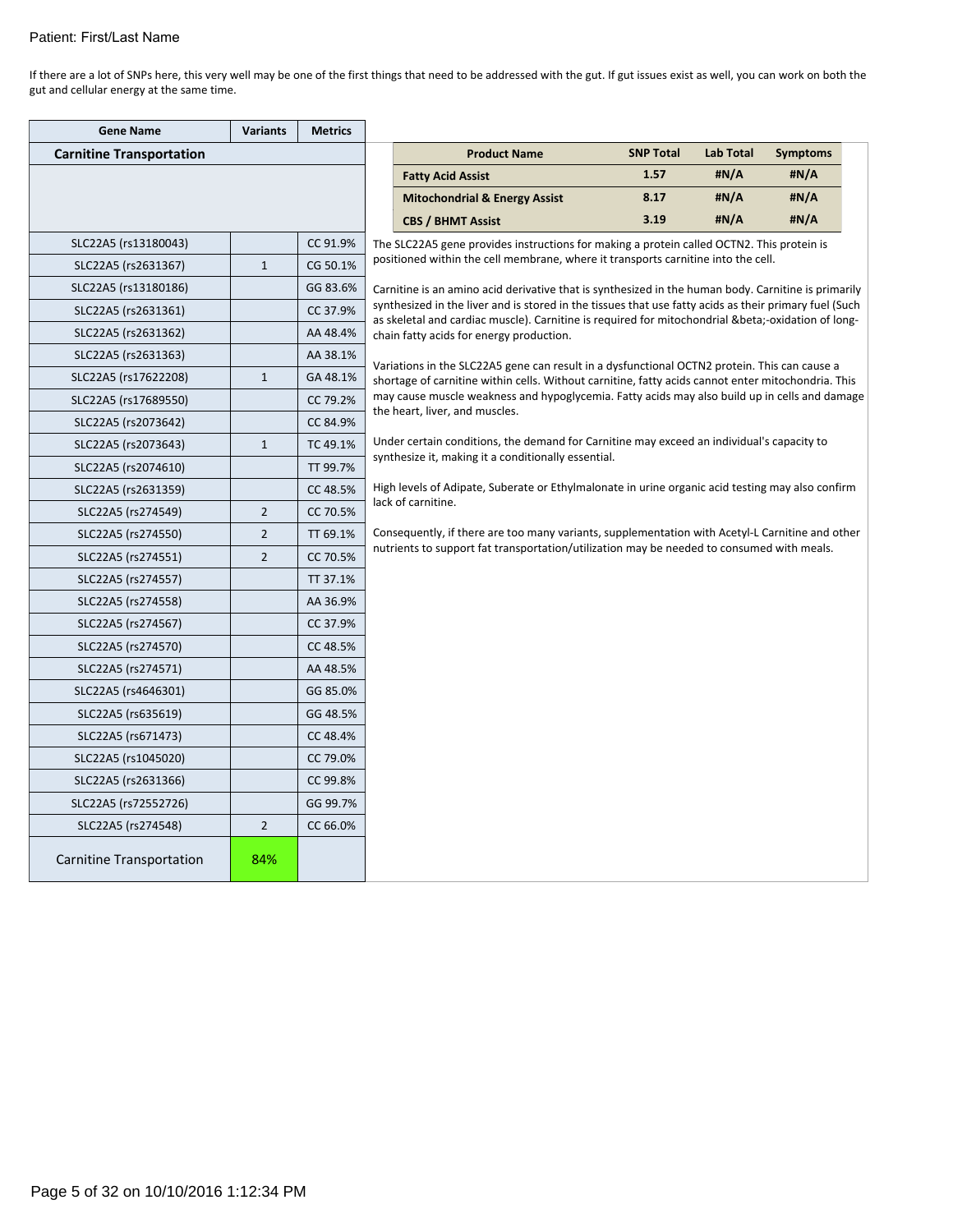Patient: First/Last Name

If there are a lot of SNPs here, this very well may be one of the first things that need to be addressed with the gut. If gut issues exist as well, you can work on both the gut and cellular energy at the same time.

| Gene Name | Variants | Metrics |
|---|---|---|
| **Carnitine Transportation** | | |
| SLC22A5 (rs13180043) | | CC 91.9% |
| SLC22A5 (rs2631367) | 1 | CG 50.1% |
| SLC22A5 (rs13180186) | | GG 83.6% |
| SLC22A5 (rs2631361) | | CC 37.9% |
| SLC22A5 (rs2631362) | | AA 48.4% |
| SLC22A5 (rs2631363) | | AA 38.1% |
| SLC22A5 (rs17622208) | 1 | GA 48.1% |
| SLC22A5 (rs17689550) | | CC 79.2% |
| SLC22A5 (rs2073642) | | CC 84.9% |
| SLC22A5 (rs2073643) | 1 | TC 49.1% |
| SLC22A5 (rs2074610) | | TT 99.7% |
| SLC22A5 (rs2631359) | | CC 48.5% |
| SLC22A5 (rs274549) | 2 | CC 70.5% |
| SLC22A5 (rs274550) | 2 | TT 69.1% |
| SLC22A5 (rs274551) | 2 | CC 70.5% |
| SLC22A5 (rs274557) | | TT 37.1% |
| SLC22A5 (rs274558) | | AA 36.9% |
| SLC22A5 (rs274567) | | CC 37.9% |
| SLC22A5 (rs274570) | | CC 48.5% |
| SLC22A5 (rs274571) | | AA 48.5% |
| SLC22A5 (rs4646301) | | GG 85.0% |
| SLC22A5 (rs635619) | | GG 48.5% |
| SLC22A5 (rs671473) | | CC 48.4% |
| SLC22A5 (rs1045020) | | CC 79.0% |
| SLC22A5 (rs2631366) | | CC 99.8% |
| SLC22A5 (rs72552726) | | GG 99.7% |
| SLC22A5 (rs274548) | 2 | CC 66.0% |
| Carnitine Transportation | 84% | |

| Product Name | SNP Total | Lab Total | Symptoms |
|---|---|---|---|
| **Fatty Acid Assist** | 1.57 | #N/A | #N/A |
| **Mitochondrial & Energy Assist** | 8.17 | #N/A | #N/A |
| **CBS / BHMT Assist** | 3.19 | #N/A | #N/A |

The SLC22A5 gene provides instructions for making a protein called OCTN2. This protein is positioned within the cell membrane, where it transports carnitine into the cell.

Carnitine is an amino acid derivative that is synthesized in the human body. Carnitine is primarily synthesized in the liver and is stored in the tissues that use fatty acids as their primary fuel (Such as skeletal and cardiac muscle). Carnitine is required for mitochondrial &beta;-oxidation of long-chain fatty acids for energy production.

Variations in the SLC22A5 gene can result in a dysfunctional OCTN2 protein. This can cause a shortage of carnitine within cells. Without carnitine, fatty acids cannot enter mitochondria. This may cause muscle weakness and hypoglycemia. Fatty acids may also build up in cells and damage the heart, liver, and muscles.

Under certain conditions, the demand for Carnitine may exceed an individual's capacity to synthesize it, making it a conditionally essential.

High levels of Adipate, Suberate or Ethylmalonate in urine organic acid testing may also confirm lack of carnitine.

Consequently, if there are too many variants, supplementation with Acetyl-L Carnitine and other nutrients to support fat transportation/utilization may be needed to consumed with meals.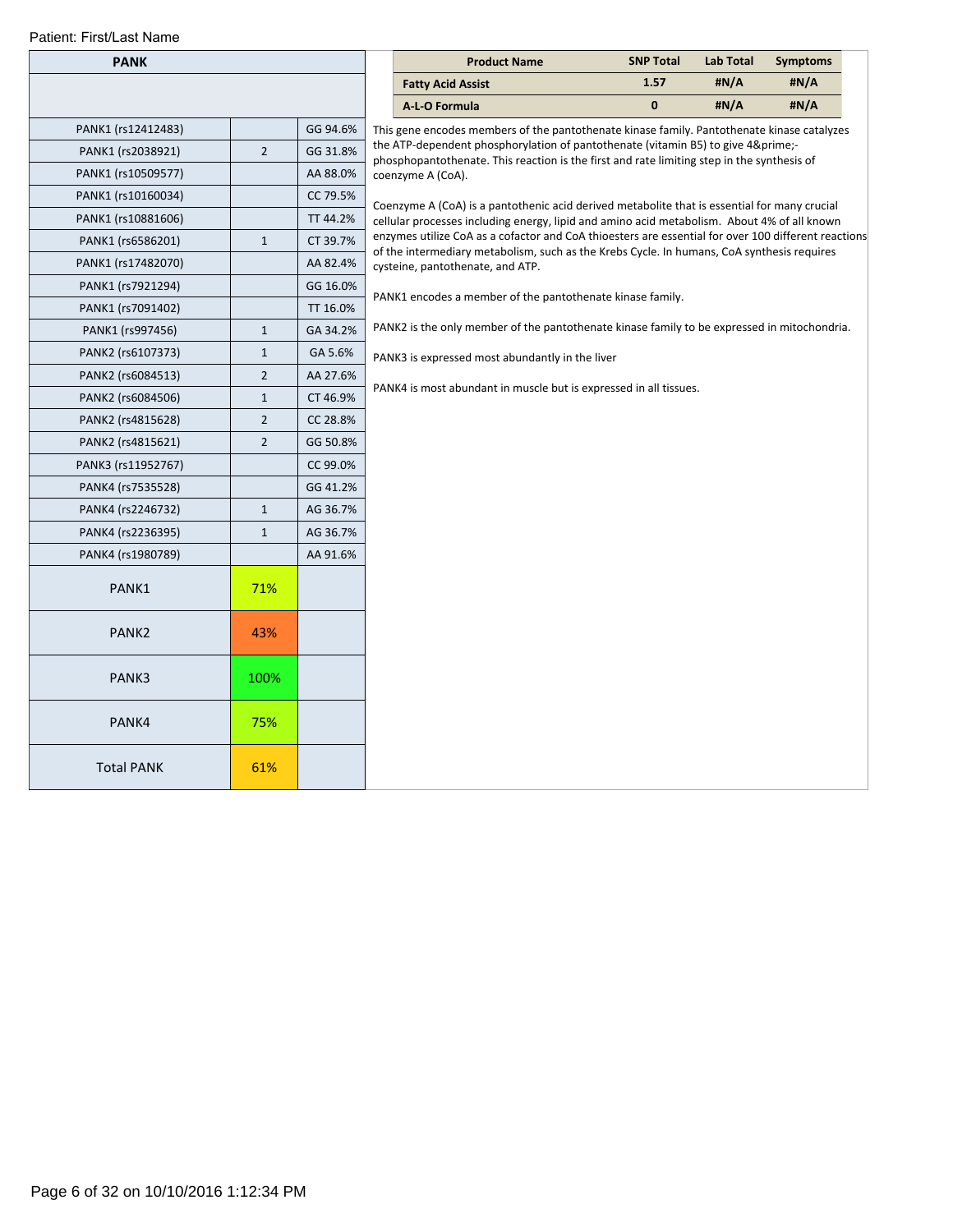Patient: First/Last Name

| PANK | | |
|---|---|---|
| | | |
| PANK1 (rs12412483) | | GG 94.6% |
| PANK1 (rs2038921) | 2 | GG 31.8% |
| PANK1 (rs10509577) | | AA 88.0% |
| PANK1 (rs10160034) | | CC 79.5% |
| PANK1 (rs10881606) | | TT 44.2% |
| PANK1 (rs6586201) | 1 | CT 39.7% |
| PANK1 (rs17482070) | | AA 82.4% |
| PANK1 (rs7921294) | | GG 16.0% |
| PANK1 (rs7091402) | | TT 16.0% |
| PANK1 (rs997456) | 1 | GA 34.2% |
| PANK2 (rs6107373) | 1 | GA 5.6% |
| PANK2 (rs6084513) | 2 | AA 27.6% |
| PANK2 (rs6084506) | 1 | CT 46.9% |
| PANK2 (rs4815628) | 2 | CC 28.8% |
| PANK2 (rs4815621) | 2 | GG 50.8% |
| PANK3 (rs11952767) | | CC 99.0% |
| PANK4 (rs7535528) | | GG 41.2% |
| PANK4 (rs2246732) | 1 | AG 36.7% |
| PANK4 (rs2236395) | 1 | AG 36.7% |
| PANK4 (rs1980789) | | AA 91.6% |
| PANK1 | 71% | |
| PANK2 | 43% | |
| PANK3 | 100% | |
| PANK4 | 75% | |
| Total PANK | 61% | |

| Product Name | SNP Total | Lab Total | Symptoms |
|---|---|---|---|
| Fatty Acid Assist | 1.57 | #N/A | #N/A |
| A-L-O Formula | 0 | #N/A | #N/A |

This gene encodes members of the pantothenate kinase family. Pantothenate kinase catalyzes the ATP-dependent phosphorylation of pantothenate (vitamin B5) to give 4&prime;-phosphopantothenate. This reaction is the first and rate limiting step in the synthesis of coenzyme A (CoA).

Coenzyme A (CoA) is a pantothenic acid derived metabolite that is essential for many crucial cellular processes including energy, lipid and amino acid metabolism. About 4% of all known enzymes utilize CoA as a cofactor and CoA thioesters are essential for over 100 different reactions of the intermediary metabolism, such as the Krebs Cycle. In humans, CoA synthesis requires cysteine, pantothenate, and ATP.

PANK1 encodes a member of the pantothenate kinase family.

PANK2 is the only member of the pantothenate kinase family to be expressed in mitochondria.

PANK3 is expressed most abundantly in the liver

PANK4 is most abundant in muscle but is expressed in all tissues.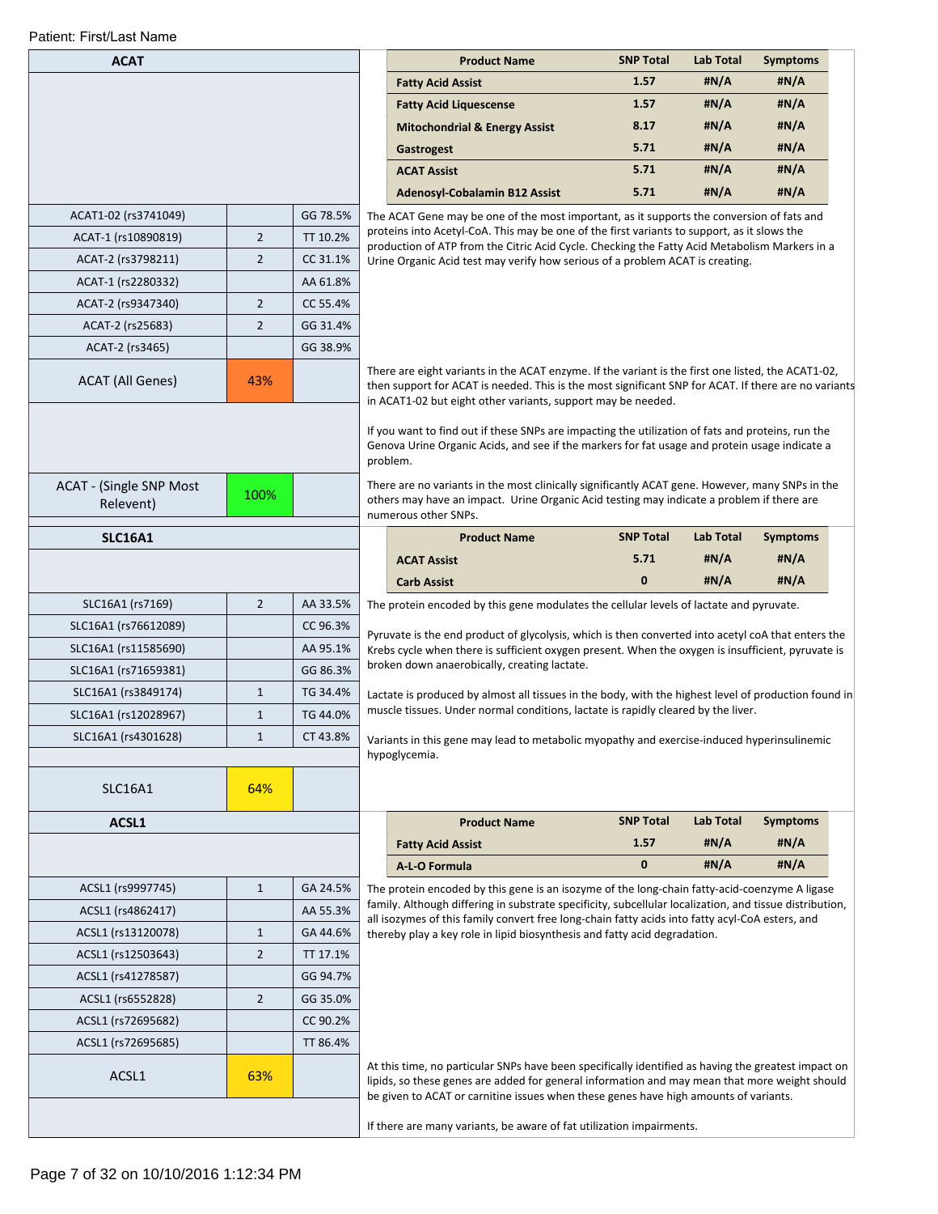Patient: First/Last Name

## ACAT

| Product Name | SNP Total | Lab Total | Symptoms |
|---|---|---|---|
| Fatty Acid Assist | 1.57 | #N/A | #N/A |
| Fatty Acid Liquescense | 1.57 | #N/A | #N/A |
| Mitochondrial & Energy Assist | 8.17 | #N/A | #N/A |
| Gastrogest | 5.71 | #N/A | #N/A |
| ACAT Assist | 5.71 | #N/A | #N/A |
| Adenosyl-Cobalamin B12 Assist | 5.71 | #N/A | #N/A |

| SNP | Variants | Genotype |
|---|---|---|
| ACAT1-02 (rs3741049) | | GG 78.5% |
| ACAT-1 (rs10890819) | 2 | TT 10.2% |
| ACAT-2 (rs3798211) | 2 | CC 31.1% |
| ACAT-1 (rs2280332) | | AA 61.8% |
| ACAT-2 (rs9347340) | 2 | CC 55.4% |
| ACAT-2 (rs25683) | 2 | GG 31.4% |
| ACAT-2 (rs3465) | | GG 38.9% |
| ACAT (All Genes) | 43% | |
| ACAT - (Single SNP Most Relevent) | 100% | |

The ACAT Gene may be one of the most important, as it supports the conversion of fats and proteins into Acetyl-CoA. This may be one of the first variants to support, as it slows the production of ATP from the Citric Acid Cycle. Checking the Fatty Acid Metabolism Markers in a Urine Organic Acid test may verify how serious of a problem ACAT is creating.

There are eight variants in the ACAT enzyme. If the variant is the first one listed, the ACAT1-02, then support for ACAT is needed. This is the most significant SNP for ACAT. If there are no variants in ACAT1-02 but eight other variants, support may be needed.

If you want to find out if these SNPs are impacting the utilization of fats and proteins, run the Genova Urine Organic Acids, and see if the markers for fat usage and protein usage indicate a problem.

There are no variants in the most clinically significantly ACAT gene. However, many SNPs in the others may have an impact. Urine Organic Acid testing may indicate a problem if there are numerous other SNPs.

## SLC16A1

| Product Name | SNP Total | Lab Total | Symptoms |
|---|---|---|---|
| ACAT Assist | 5.71 | #N/A | #N/A |
| Carb Assist | 0 | #N/A | #N/A |

| SNP | Variants | Genotype |
|---|---|---|
| SLC16A1 (rs7169) | 2 | AA 33.5% |
| SLC16A1 (rs76612089) | | CC 96.3% |
| SLC16A1 (rs11585690) | | AA 95.1% |
| SLC16A1 (rs71659381) | | GG 86.3% |
| SLC16A1 (rs3849174) | 1 | TG 34.4% |
| SLC16A1 (rs12028967) | 1 | TG 44.0% |
| SLC16A1 (rs4301628) | 1 | CT 43.8% |
| SLC16A1 | 64% | |

The protein encoded by this gene modulates the cellular levels of lactate and pyruvate.

Pyruvate is the end product of glycolysis, which is then converted into acetyl coA that enters the Krebs cycle when there is sufficient oxygen present. When the oxygen is insufficient, pyruvate is broken down anaerobically, creating lactate.

Lactate is produced by almost all tissues in the body, with the highest level of production found in muscle tissues. Under normal conditions, lactate is rapidly cleared by the liver.

Variants in this gene may lead to metabolic myopathy and exercise-induced hyperinsulinemic hypoglycemia.

## ACSL1

| Product Name | SNP Total | Lab Total | Symptoms |
|---|---|---|---|
| Fatty Acid Assist | 1.57 | #N/A | #N/A |
| A-L-O Formula | 0 | #N/A | #N/A |

| SNP | Variants | Genotype |
|---|---|---|
| ACSL1 (rs9997745) | 1 | GA 24.5% |
| ACSL1 (rs4862417) | | AA 55.3% |
| ACSL1 (rs13120078) | 1 | GA 44.6% |
| ACSL1 (rs12503643) | 2 | TT 17.1% |
| ACSL1 (rs41278587) | | GG 94.7% |
| ACSL1 (rs6552828) | 2 | GG 35.0% |
| ACSL1 (rs72695682) | | CC 90.2% |
| ACSL1 (rs72695685) | | TT 86.4% |
| ACSL1 | 63% | |

The protein encoded by this gene is an isozyme of the long-chain fatty-acid-coenzyme A ligase family. Although differing in substrate specificity, subcellular localization, and tissue distribution, all isozymes of this family convert free long-chain fatty acids into fatty acyl-CoA esters, and thereby play a key role in lipid biosynthesis and fatty acid degradation.

At this time, no particular SNPs have been specifically identified as having the greatest impact on lipids, so these genes are added for general information and may mean that more weight should be given to ACAT or carnitine issues when these genes have high amounts of variants.

If there are many variants, be aware of fat utilization impairments.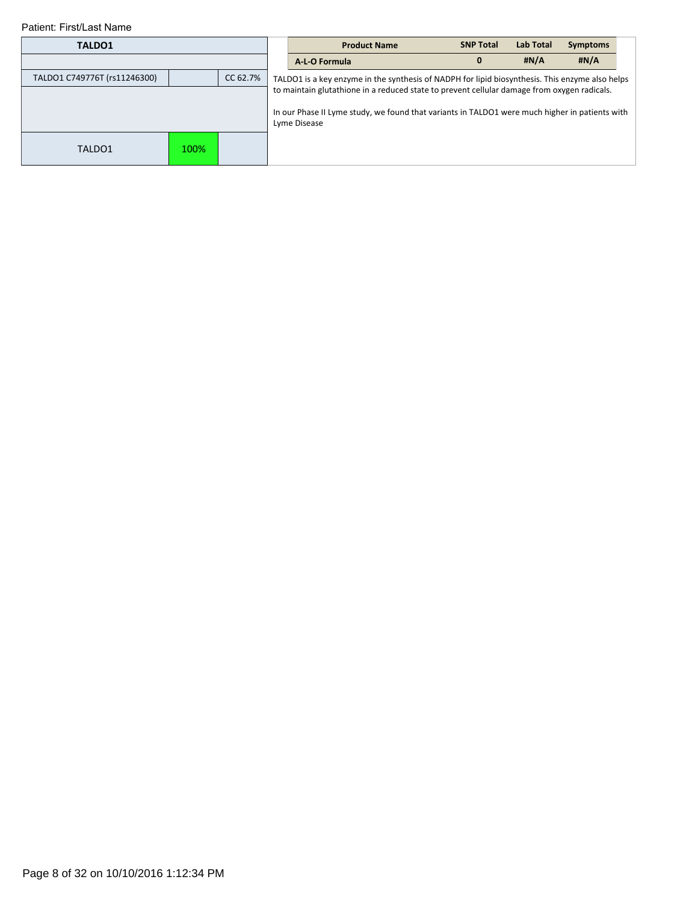Patient: First/Last Name

| TALDO1 | | |
|---|---|---|
| | | |
| TALDO1 C749776T (rs11246300) | | CC 62.7% |
| | | |
| TALDO1 | 100% | |

| Product Name | SNP Total | Lab Total | Symptoms |
|---|---|---|---|
| **A-L-O Formula** | **0** | **#N/A** | **#N/A** |

TALDO1 is a key enzyme in the synthesis of NADPH for lipid biosynthesis. This enzyme also helps to maintain glutathione in a reduced state to prevent cellular damage from oxygen radicals.

In our Phase II Lyme study, we found that variants in TALDO1 were much higher in patients with Lyme Disease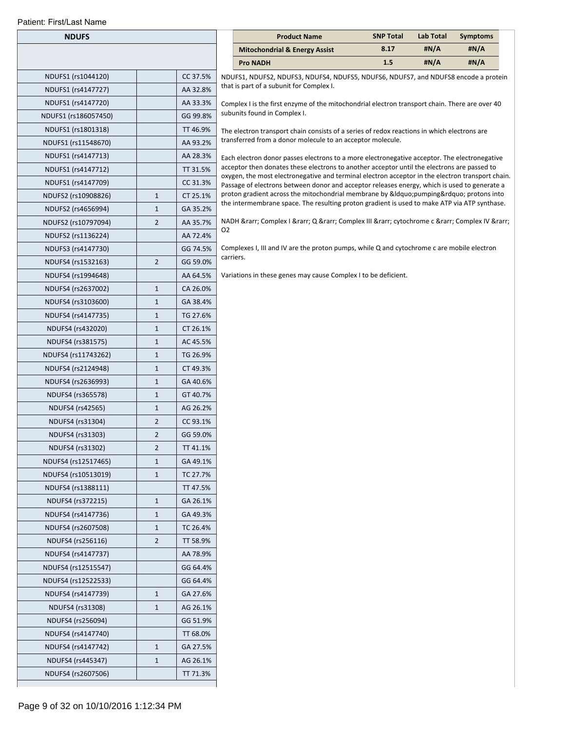Patient: First/Last Name

| NDUFS | | |
|---|---|---|
| | | |
| NDUFS1 (rs1044120) | | CC 37.5% |
| NDUFS1 (rs4147727) | | AA 32.8% |
| NDUFS1 (rs4147720) | | AA 33.3% |
| NDUFS1 (rs186057450) | | GG 99.8% |
| NDUFS1 (rs1801318) | | TT 46.9% |
| NDUFS1 (rs11548670) | | AA 93.2% |
| NDUFS1 (rs4147713) | | AA 28.3% |
| NDUFS1 (rs4147712) | | TT 31.5% |
| NDUFS1 (rs4147709) | | CC 31.3% |
| NDUFS2 (rs10908826) | 1 | CT 25.1% |
| NDUFS2 (rs4656994) | 1 | GA 35.2% |
| NDUFS2 (rs10797094) | 2 | AA 35.7% |
| NDUFS2 (rs1136224) | | AA 72.4% |
| NDUFS3 (rs4147730) | | GG 74.5% |
| NDUFS4 (rs1532163) | 2 | GG 59.0% |
| NDUFS4 (rs1994648) | | AA 64.5% |
| NDUFS4 (rs2637002) | 1 | CA 26.0% |
| NDUFS4 (rs3103600) | 1 | GA 38.4% |
| NDUFS4 (rs4147735) | 1 | TG 27.6% |
| NDUFS4 (rs432020) | 1 | CT 26.1% |
| NDUFS4 (rs381575) | 1 | AC 45.5% |
| NDUFS4 (rs11743262) | 1 | TG 26.9% |
| NDUFS4 (rs2124948) | 1 | CT 49.3% |
| NDUFS4 (rs2636993) | 1 | GA 40.6% |
| NDUFS4 (rs365578) | 1 | GT 40.7% |
| NDUFS4 (rs42565) | 1 | AG 26.2% |
| NDUFS4 (rs31304) | 2 | CC 93.1% |
| NDUFS4 (rs31303) | 2 | GG 59.0% |
| NDUFS4 (rs31302) | 2 | TT 41.1% |
| NDUFS4 (rs12517465) | 1 | GA 49.1% |
| NDUFS4 (rs10513019) | 1 | TC 27.7% |
| NDUFS4 (rs1388111) | | TT 47.5% |
| NDUFS4 (rs372215) | 1 | GA 26.1% |
| NDUFS4 (rs4147736) | 1 | GA 49.3% |
| NDUFS4 (rs2607508) | 1 | TC 26.4% |
| NDUFS4 (rs256116) | 2 | TT 58.9% |
| NDUFS4 (rs4147737) | | AA 78.9% |
| NDUFS4 (rs12515547) | | GG 64.4% |
| NDUFS4 (rs12522533) | | GG 64.4% |
| NDUFS4 (rs4147739) | 1 | GA 27.6% |
| NDUFS4 (rs31308) | 1 | AG 26.1% |
| NDUFS4 (rs256094) | | GG 51.9% |
| NDUFS4 (rs4147740) | | TT 68.0% |
| NDUFS4 (rs4147742) | 1 | GA 27.5% |
| NDUFS4 (rs445347) | 1 | AG 26.1% |
| NDUFS4 (rs2607506) | | TT 71.3% |

| Product Name | SNP Total | Lab Total | Symptoms |
|---|---|---|---|
| **Mitochondrial & Energy Assist** | 8.17 | #N/A | #N/A |
| **Pro NADH** | 1.5 | #N/A | #N/A |

NDUFS1, NDUFS2, NDUFS3, NDUFS4, NDUFS5, NDUFS6, NDUFS7, and NDUFS8 encode a protein that is part of a subunit for Complex I.

Complex I is the first enzyme of the mitochondrial electron transport chain. There are over 40 subunits found in Complex I.

The electron transport chain consists of a series of redox reactions in which electrons are transferred from a donor molecule to an acceptor molecule.

Each electron donor passes electrons to a more electronegative acceptor. The electronegative acceptor then donates these electrons to another acceptor until the electrons are passed to oxygen, the most electronegative and terminal electron acceptor in the electron transport chain. Passage of electrons between donor and acceptor releases energy, which is used to generate a proton gradient across the mitochondrial membrane by &ldquo;pumping&rdquo; protons into the intermembrane space. The resulting proton gradient is used to make ATP via ATP synthase.

NADH &rarr; Complex I &rarr; Q &rarr; Complex III &rarr; cytochrome c &rarr; Complex IV &rarr; O2

Complexes I, III and IV are the proton pumps, while Q and cytochrome c are mobile electron carriers.

Variations in these genes may cause Complex I to be deficient.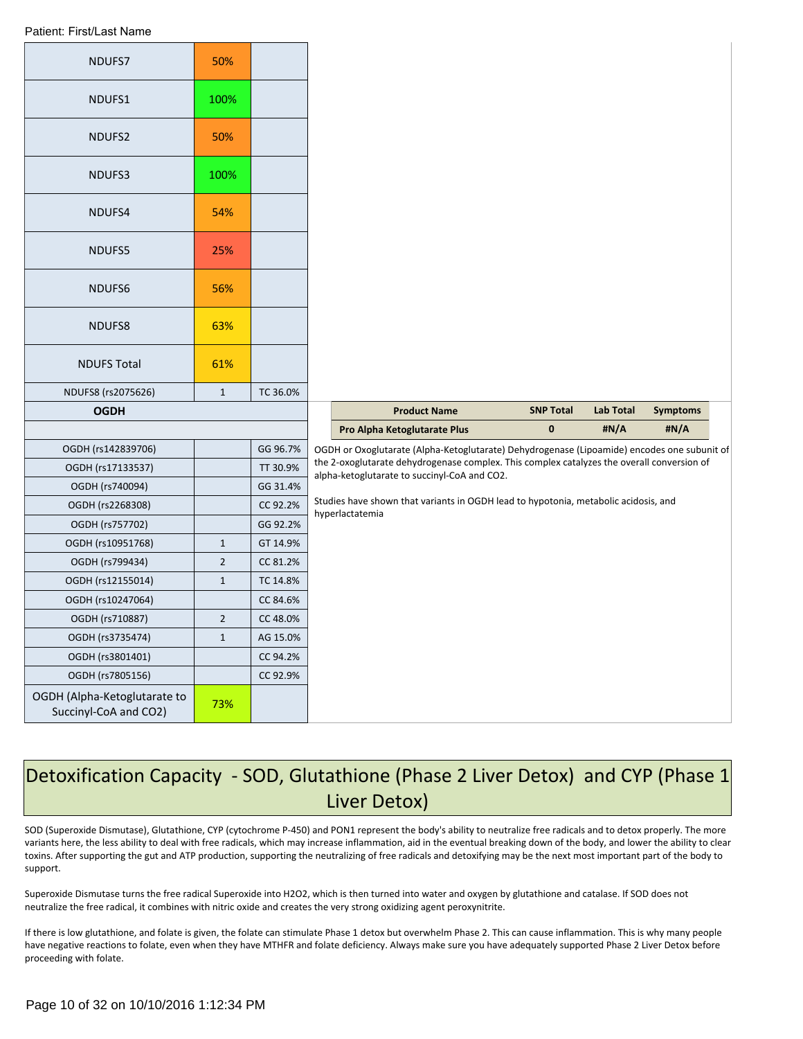Patient: First/Last Name

| | | |
|---|---|---|
| NDUFS7 | 50% | |
| NDUFS1 | 100% | |
| NDUFS2 | 50% | |
| NDUFS3 | 100% | |
| NDUFS4 | 54% | |
| NDUFS5 | 25% | |
| NDUFS6 | 56% | |
| NDUFS8 | 63% | |
| NDUFS Total | 61% | |
| NDUFS8 (rs2075626) | 1 | TC 36.0% |

| OGDH | | |
|---|---|---|
| | | |
| OGDH (rs142839706) | | GG 96.7% |
| OGDH (rs17133537) | | TT 30.9% |
| OGDH (rs740094) | | GG 31.4% |
| OGDH (rs2268308) | | CC 92.2% |
| OGDH (rs757702) | | GG 92.2% |
| OGDH (rs10951768) | 1 | GT 14.9% |
| OGDH (rs799434) | 2 | CC 81.2% |
| OGDH (rs12155014) | 1 | TC 14.8% |
| OGDH (rs10247064) | | CC 84.6% |
| OGDH (rs710887) | 2 | CC 48.0% |
| OGDH (rs3735474) | 1 | AG 15.0% |
| OGDH (rs3801401) | | CC 94.2% |
| OGDH (rs7805156) | | CC 92.9% |
| OGDH (Alpha-Ketoglutarate to Succinyl-CoA and CO2) | 73% | |

| Product Name | SNP Total | Lab Total | Symptoms |
|---|---|---|---|
| Pro Alpha Ketoglutarate Plus | 0 | #N/A | #N/A |

OGDH or Oxoglutarate (Alpha-Ketoglutarate) Dehydrogenase (Lipoamide) encodes one subunit of the 2-oxoglutarate dehydrogenase complex. This complex catalyzes the overall conversion of alpha-ketoglutarate to succinyl-CoA and CO2.

Studies have shown that variants in OGDH lead to hypotonia, metabolic acidosis, and hyperlactatemia

# Detoxification Capacity - SOD, Glutathione (Phase 2 Liver Detox) and CYP (Phase 1 Liver Detox)

SOD (Superoxide Dismutase), Glutathione, CYP (cytochrome P-450) and PON1 represent the body's ability to neutralize free radicals and to detox properly. The more variants here, the less ability to deal with free radicals, which may increase inflammation, aid in the eventual breaking down of the body, and lower the ability to clear toxins. After supporting the gut and ATP production, supporting the neutralizing of free radicals and detoxifying may be the next most important part of the body to support.

Superoxide Dismutase turns the free radical Superoxide into H2O2, which is then turned into water and oxygen by glutathione and catalase. If SOD does not neutralize the free radical, it combines with nitric oxide and creates the very strong oxidizing agent peroxynitrite.

If there is low glutathione, and folate is given, the folate can stimulate Phase 1 detox but overwhelm Phase 2. This can cause inflammation. This is why many people have negative reactions to folate, even when they have MTHFR and folate deficiency. Always make sure you have adequately supported Phase 2 Liver Detox before proceeding with folate.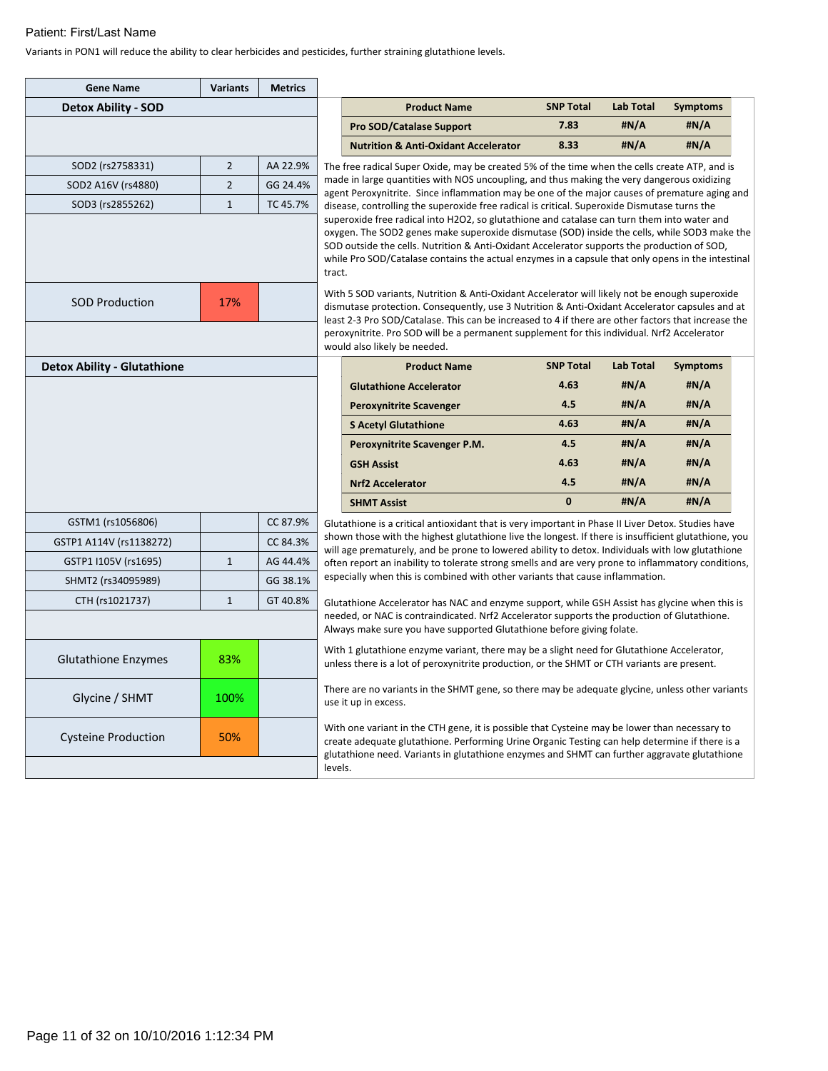Patient: First/Last Name

Variants in PON1 will reduce the ability to clear herbicides and pesticides, further straining glutathione levels.

## Detox Ability - SOD

| Gene Name | Variants | Metrics |
|---|---|---|
| SOD2 (rs2758331) | 2 | AA 22.9% |
| SOD2 A16V (rs4880) | 2 | GG 24.4% |
| SOD3 (rs2855262) | 1 | TC 45.7% |
| SOD Production | 17% | |

| Product Name | SNP Total | Lab Total | Symptoms |
|---|---|---|---|
| Pro SOD/Catalase Support | 7.83 | #N/A | #N/A |
| Nutrition & Anti-Oxidant Accelerator | 8.33 | #N/A | #N/A |

The free radical Super Oxide, may be created 5% of the time when the cells create ATP, and is made in large quantities with NOS uncoupling, and thus making the very dangerous oxidizing agent Peroxynitrite. Since inflammation may be one of the major causes of premature aging and disease, controlling the superoxide free radical is critical. Superoxide Dismutase turns the superoxide free radical into H2O2, so glutathione and catalase can turn them into water and oxygen. The SOD2 genes make superoxide dismutase (SOD) inside the cells, while SOD3 make the SOD outside the cells. Nutrition & Anti-Oxidant Accelerator supports the production of SOD, while Pro SOD/Catalase contains the actual enzymes in a capsule that only opens in the intestinal tract.

With 5 SOD variants, Nutrition & Anti-Oxidant Accelerator will likely not be enough superoxide dismutase protection. Consequently, use 3 Nutrition & Anti-Oxidant Accelerator capsules and at least 2-3 Pro SOD/Catalase. This can be increased to 4 if there are other factors that increase the peroxynitrite. Pro SOD will be a permanent supplement for this individual. Nrf2 Accelerator would also likely be needed.

## Detox Ability - Glutathione

| Gene Name | Variants | Metrics |
|---|---|---|
| GSTM1 (rs1056806) | | CC 87.9% |
| GSTP1 A114V (rs1138272) | | CC 84.3% |
| GSTP1 I105V (rs1695) | 1 | AG 44.4% |
| SHMT2 (rs34095989) | | GG 38.1% |
| CTH (rs1021737) | 1 | GT 40.8% |
| Glutathione Enzymes | 83% | |
| Glycine / SHMT | 100% | |
| Cysteine Production | 50% | |

| Product Name | SNP Total | Lab Total | Symptoms |
|---|---|---|---|
| Glutathione Accelerator | 4.63 | #N/A | #N/A |
| Peroxynitrite Scavenger | 4.5 | #N/A | #N/A |
| S Acetyl Glutathione | 4.63 | #N/A | #N/A |
| Peroxynitrite Scavenger P.M. | 4.5 | #N/A | #N/A |
| GSH Assist | 4.63 | #N/A | #N/A |
| Nrf2 Accelerator | 4.5 | #N/A | #N/A |
| SHMT Assist | 0 | #N/A | #N/A |

Glutathione is a critical antioxidant that is very important in Phase II Liver Detox. Studies have shown those with the highest glutathione live the longest. If there is insufficient glutathione, you will age prematurely, and be prone to lowered ability to detox. Individuals with low glutathione often report an inability to tolerate strong smells and are very prone to inflammatory conditions, especially when this is combined with other variants that cause inflammation.

Glutathione Accelerator has NAC and enzyme support, while GSH Assist has glycine when this is needed, or NAC is contraindicated. Nrf2 Accelerator supports the production of Glutathione. Always make sure you have supported Glutathione before giving folate.

With 1 glutathione enzyme variant, there may be a slight need for Glutathione Accelerator, unless there is a lot of peroxynitrite production, or the SHMT or CTH variants are present.

There are no variants in the SHMT gene, so there may be adequate glycine, unless other variants use it up in excess.

With one variant in the CTH gene, it is possible that Cysteine may be lower than necessary to create adequate glutathione. Performing Urine Organic Testing can help determine if there is a glutathione need. Variants in glutathione enzymes and SHMT can further aggravate glutathione levels.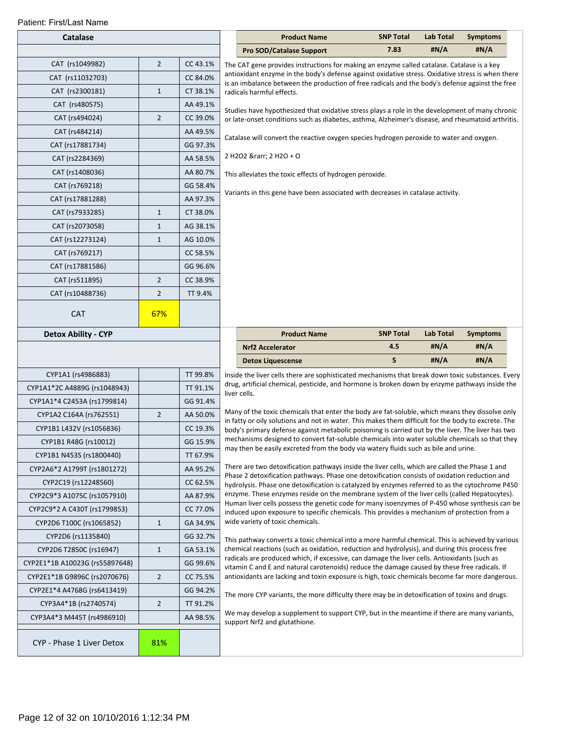Patient: First/Last Name

| Catalase | | |
|---|---|---|
| | | |
| CAT (rs1049982) | 2 | CC 43.1% |
| CAT (rs11032703) | | CC 84.0% |
| CAT (rs2300181) | 1 | CT 38.1% |
| CAT (rs480575) | | AA 49.1% |
| CAT (rs494024) | 2 | CC 39.0% |
| CAT (rs484214) | | AA 49.5% |
| CAT (rs17881734) | | GG 97.3% |
| CAT (rs2284369) | | AA 58.5% |
| CAT (rs1408036) | | AA 80.7% |
| CAT (rs769218) | | GG 58.4% |
| CAT (rs17881288) | | AA 97.3% |
| CAT (rs7933285) | 1 | CT 38.0% |
| CAT (rs2073058) | 1 | AG 38.1% |
| CAT (rs12273124) | 1 | AG 10.0% |
| CAT (rs769217) | | CC 58.5% |
| CAT (rs17881586) | | GG 96.6% |
| CAT (rs511895) | 2 | CC 38.9% |
| CAT (rs10488736) | 2 | TT 9.4% |
| CAT | 67% | |

| Product Name | SNP Total | Lab Total | Symptoms |
|---|---|---|---|
| Pro SOD/Catalase Support | 7.83 | #N/A | #N/A |

The CAT gene provides instructions for making an enzyme called catalase. Catalase is a key antioxidant enzyme in the body's defense against oxidative stress. Oxidative stress is when there is an imbalance between the production of free radicals and the body's defense against the free radicals harmful effects.

Studies have hypothesized that oxidative stress plays a role in the development of many chronic or late-onset conditions such as diabetes, asthma, Alzheimer's disease, and rheumatoid arthritis.

Catalase will convert the reactive oxygen species hydrogen peroxide to water and oxygen.

2 H2O2 &rarr; 2 H2O + O

This alleviates the toxic effects of hydrogen peroxide.

Variants in this gene have been associated with decreases in catalase activity.

| Detox Ability - CYP | | |
|---|---|---|
| | | |
| CYP1A1 (rs4986883) | | TT 99.8% |
| CYP1A1*2C A4889G (rs1048943) | | TT 91.1% |
| CYP1A1*4 C2453A (rs1799814) | | GG 91.4% |
| CYP1A2 C164A (rs762551) | 2 | AA 50.0% |
| CYP1B1 L432V (rs1056836) | | CC 19.3% |
| CYP1B1 R48G (rs10012) | | GG 15.9% |
| CYP1B1 N453S (rs1800440) | | TT 67.9% |
| CYP2A6*2 A1799T (rs1801272) | | AA 95.2% |
| CYP2C19 (rs12248560) | | CC 62.5% |
| CYP2C9*3 A1075C (rs1057910) | | AA 87.9% |
| CYP2C9*2 A C430T (rs1799853) | | CC 77.0% |
| CYP2D6 T100C (rs1065852) | 1 | GA 34.9% |
| CYP2D6 (rs1135840) | | GG 32.7% |
| CYP2D6 T2850C (rs16947) | 1 | GA 53.1% |
| CYP2E1*1B A10023G (rs55897648) | | GG 99.6% |
| CYP2E1*1B G9896C (rs2070676) | 2 | CC 75.5% |
| CYP2E1*4 A4768G (rs6413419) | | GG 94.2% |
| CYP3A4*1B (rs2740574) | 2 | TT 91.2% |
| CYP3A4*3 M445T (rs4986910) | | AA 98.5% |
| CYP - Phase 1 Liver Detox | 81% | |

| Product Name | SNP Total | Lab Total | Symptoms |
|---|---|---|---|
| Nrf2 Accelerator | 4.5 | #N/A | #N/A |
| Detox Liquescense | 5 | #N/A | #N/A |

Inside the liver cells there are sophisticated mechanisms that break down toxic substances. Every drug, artificial chemical, pesticide, and hormone is broken down by enzyme pathways inside the liver cells.

Many of the toxic chemicals that enter the body are fat-soluble, which means they dissolve only in fatty or oily solutions and not in water. This makes them difficult for the body to excrete. The body's primary defense against metabolic poisoning is carried out by the liver. The liver has two mechanisms designed to convert fat-soluble chemicals into water soluble chemicals so that they may then be easily excreted from the body via watery fluids such as bile and urine.

There are two detoxification pathways inside the liver cells, which are called the Phase 1 and Phase 2 detoxification pathways. Phase one detoxification consists of oxidation reduction and hydrolysis. Phase one detoxification is catalyzed by enzymes referred to as the cytochrome P450 enzyme. These enzymes reside on the membrane system of the liver cells (called Hepatocytes). Human liver cells possess the genetic code for many isoenzymes of P-450 whose synthesis can be induced upon exposure to specific chemicals. This provides a mechanism of protection from a wide variety of toxic chemicals.

This pathway converts a toxic chemical into a more harmful chemical. This is achieved by various chemical reactions (such as oxidation, reduction and hydrolysis), and during this process free radicals are produced which, if excessive, can damage the liver cells. Antioxidants (such as vitamin C and E and natural carotenoids) reduce the damage caused by these free radicals. If antioxidants are lacking and toxin exposure is high, toxic chemicals become far more dangerous.

The more CYP variants, the more difficulty there may be in detoxification of toxins and drugs.

We may develop a supplement to support CYP, but in the meantime if there are many variants, support Nrf2 and glutathione.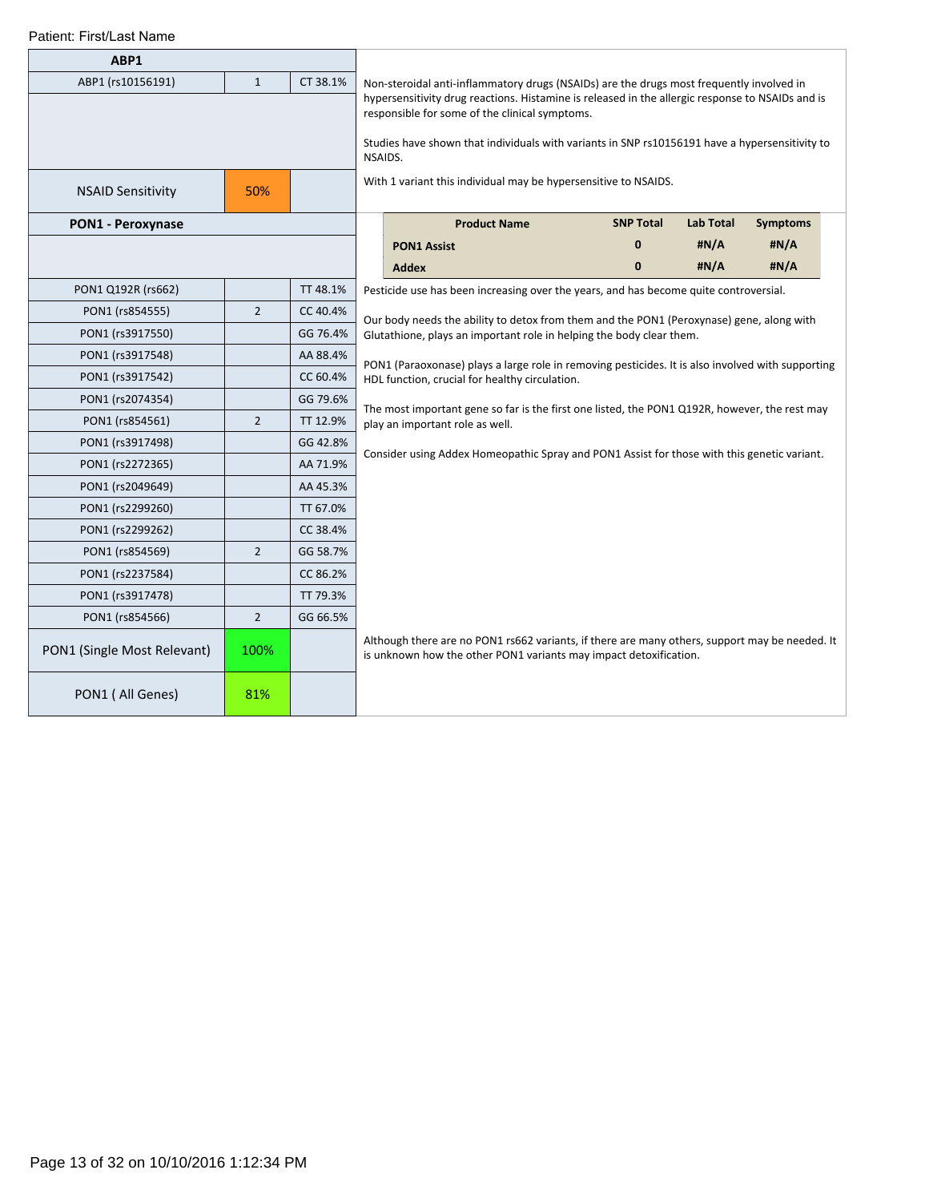Patient: First/Last Name

## ABP1

| ABP1 | | |
|---|---|---|
| ABP1 (rs10156191) | 1 | CT 38.1% |
| NSAID Sensitivity | 50% | |

Non-steroidal anti-inflammatory drugs (NSAIDs) are the drugs most frequently involved in hypersensitivity drug reactions. Histamine is released in the allergic response to NSAIDs and is responsible for some of the clinical symptoms.

Studies have shown that individuals with variants in SNP rs10156191 have a hypersensitivity to NSAIDS.

With 1 variant this individual may be hypersensitive to NSAIDS.

## PON1 - Peroxynase

| Product Name | SNP Total | Lab Total | Symptoms |
|---|---|---|---|
| **PON1 Assist** | 0 | #N/A | #N/A |
| **Addex** | 0 | #N/A | #N/A |

| PON1 - Peroxynase | | |
|---|---|---|
| PON1 Q192R (rs662) | | TT 48.1% |
| PON1 (rs854555) | 2 | CC 40.4% |
| PON1 (rs3917550) | | GG 76.4% |
| PON1 (rs3917548) | | AA 88.4% |
| PON1 (rs3917542) | | CC 60.4% |
| PON1 (rs2074354) | | GG 79.6% |
| PON1 (rs854561) | 2 | TT 12.9% |
| PON1 (rs3917498) | | GG 42.8% |
| PON1 (rs2272365) | | AA 71.9% |
| PON1 (rs2049649) | | AA 45.3% |
| PON1 (rs2299260) | | TT 67.0% |
| PON1 (rs2299262) | | CC 38.4% |
| PON1 (rs854569) | 2 | GG 58.7% |
| PON1 (rs2237584) | | CC 86.2% |
| PON1 (rs3917478) | | TT 79.3% |
| PON1 (rs854566) | 2 | GG 66.5% |
| PON1 (Single Most Relevant) | 100% | |
| PON1 ( All Genes) | 81% | |

Pesticide use has been increasing over the years, and has become quite controversial.

Our body needs the ability to detox from them and the PON1 (Peroxynase) gene, along with Glutathione, plays an important role in helping the body clear them.

PON1 (Paraoxonase) plays a large role in removing pesticides. It is also involved with supporting HDL function, crucial for healthy circulation.

The most important gene so far is the first one listed, the PON1 Q192R, however, the rest may play an important role as well.

Consider using Addex Homeopathic Spray and PON1 Assist for those with this genetic variant.

Although there are no PON1 rs662 variants, if there are many others, support may be needed. It is unknown how the other PON1 variants may impact detoxification.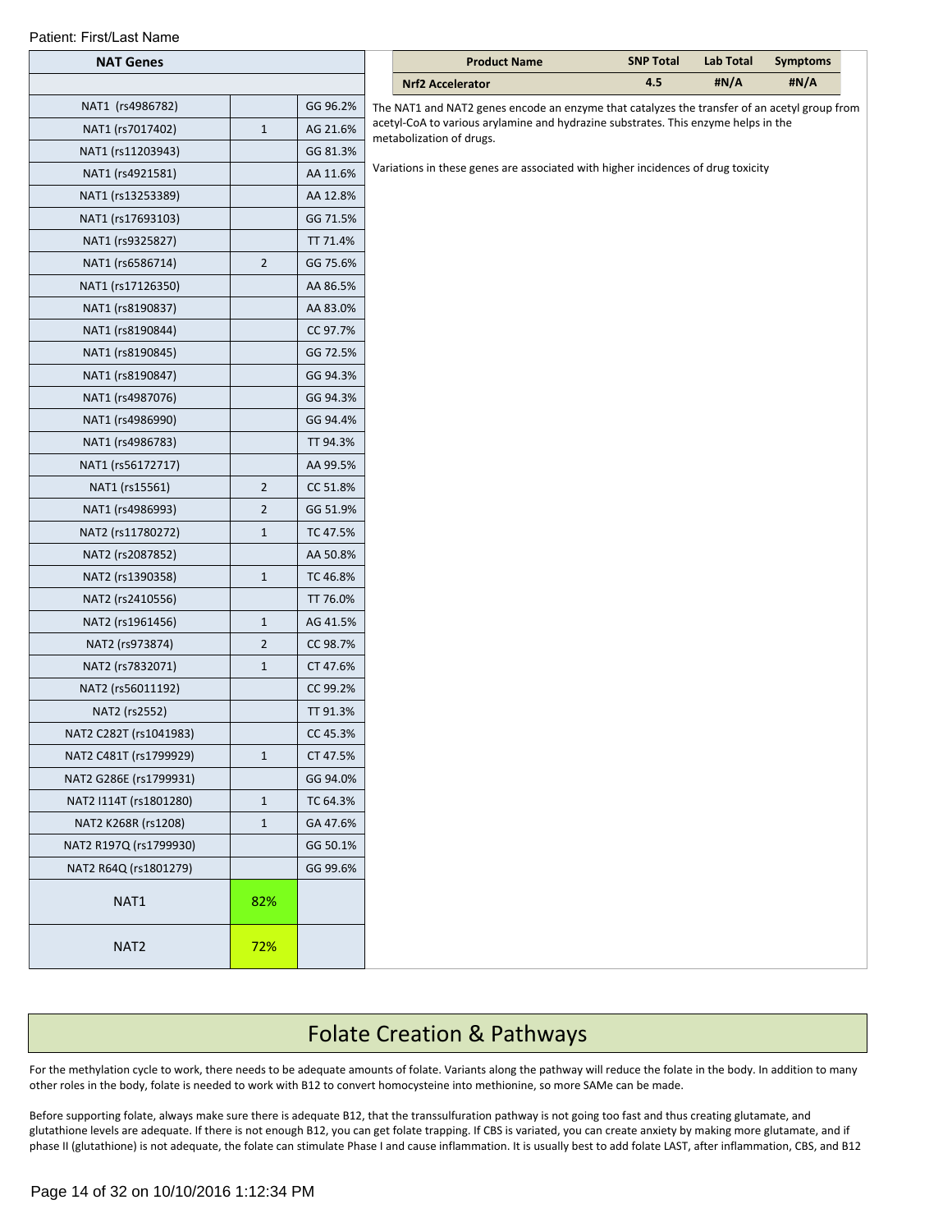Patient: First/Last Name

| NAT Genes | | |
|---|---|---|
| | | |
| NAT1 (rs4986782) | | GG 96.2% |
| NAT1 (rs7017402) | 1 | AG 21.6% |
| NAT1 (rs11203943) | | GG 81.3% |
| NAT1 (rs4921581) | | AA 11.6% |
| NAT1 (rs13253389) | | AA 12.8% |
| NAT1 (rs17693103) | | GG 71.5% |
| NAT1 (rs9325827) | | TT 71.4% |
| NAT1 (rs6586714) | 2 | GG 75.6% |
| NAT1 (rs17126350) | | AA 86.5% |
| NAT1 (rs8190837) | | AA 83.0% |
| NAT1 (rs8190844) | | CC 97.7% |
| NAT1 (rs8190845) | | GG 72.5% |
| NAT1 (rs8190847) | | GG 94.3% |
| NAT1 (rs4987076) | | GG 94.3% |
| NAT1 (rs4986990) | | GG 94.4% |
| NAT1 (rs4986783) | | TT 94.3% |
| NAT1 (rs56172717) | | AA 99.5% |
| NAT1 (rs15561) | 2 | CC 51.8% |
| NAT1 (rs4986993) | 2 | GG 51.9% |
| NAT2 (rs11780272) | 1 | TC 47.5% |
| NAT2 (rs2087852) | | AA 50.8% |
| NAT2 (rs1390358) | 1 | TC 46.8% |
| NAT2 (rs2410556) | | TT 76.0% |
| NAT2 (rs1961456) | 1 | AG 41.5% |
| NAT2 (rs973874) | 2 | CC 98.7% |
| NAT2 (rs7832071) | 1 | CT 47.6% |
| NAT2 (rs56011192) | | CC 99.2% |
| NAT2 (rs2552) | | TT 91.3% |
| NAT2 C282T (rs1041983) | | CC 45.3% |
| NAT2 C481T (rs1799929) | 1 | CT 47.5% |
| NAT2 G286E (rs1799931) | | GG 94.0% |
| NAT2 I114T (rs1801280) | 1 | TC 64.3% |
| NAT2 K268R (rs1208) | 1 | GA 47.6% |
| NAT2 R197Q (rs1799930) | | GG 50.1% |
| NAT2 R64Q (rs1801279) | | GG 99.6% |
| NAT1 | 82% | |
| NAT2 | 72% | |

| Product Name | SNP Total | Lab Total | Symptoms |
|---|---|---|---|
| **Nrf2 Accelerator** | 4.5 | #N/A | #N/A |

The NAT1 and NAT2 genes encode an enzyme that catalyzes the transfer of an acetyl group from acetyl-CoA to various arylamine and hydrazine substrates. This enzyme helps in the metabolization of drugs.

Variations in these genes are associated with higher incidences of drug toxicity

# Folate Creation & Pathways

For the methylation cycle to work, there needs to be adequate amounts of folate. Variants along the pathway will reduce the folate in the body. In addition to many other roles in the body, folate is needed to work with B12 to convert homocysteine into methionine, so more SAMe can be made.

Before supporting folate, always make sure there is adequate B12, that the transsulfuration pathway is not going too fast and thus creating glutamate, and glutathione levels are adequate. If there is not enough B12, you can get folate trapping. If CBS is variated, you can create anxiety by making more glutamate, and if phase II (glutathione) is not adequate, the folate can stimulate Phase I and cause inflammation. It is usually best to add folate LAST, after inflammation, CBS, and B12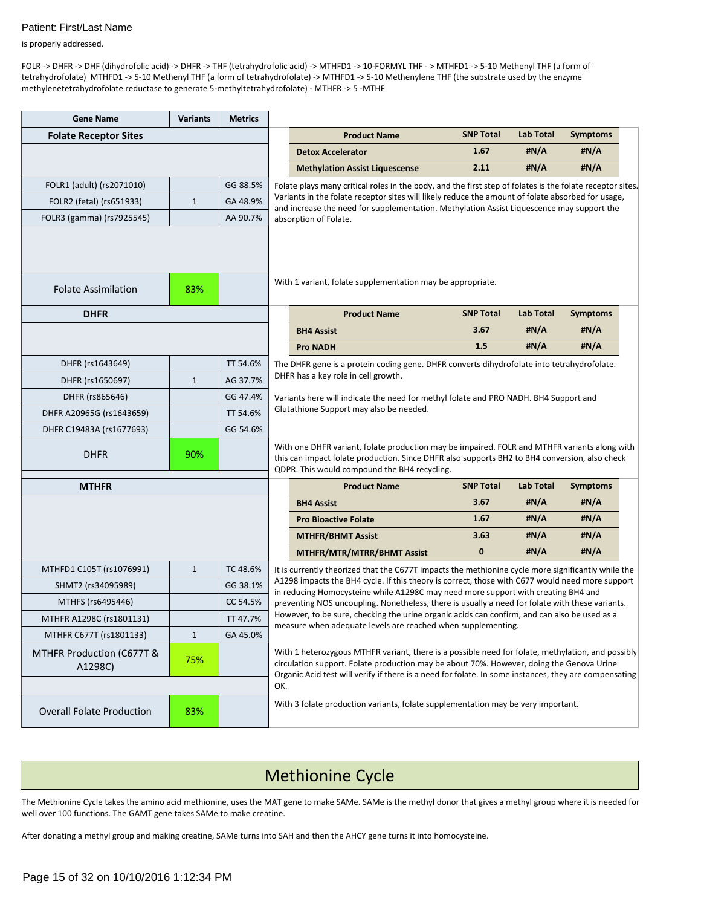Patient: First/Last Name

is properly addressed.

FOLR -> DHFR -> DHF (dihydrofolic acid) -> DHFR -> THF (tetrahydrofolic acid) -> MTHFD1 -> 10-FORMYL THF - > MTHFD1 -> 5-10 Methenyl THF (a form of tetrahydrofolate) MTHFD1 -> 5-10 Methenyl THF (a form of tetrahydrofolate) -> MTHFD1 -> 5-10 Methenylene THF (the substrate used by the enzyme methylenetetrahydrofolate reductase to generate 5-methyltetrahydrofolate) - MTHFR -> 5 -MTHF

| Gene Name | Variants | Metrics |
|---|---|---|
| **Folate Receptor Sites** | | |
| FOLR1 (adult) (rs2071010) | | GG 88.5% |
| FOLR2 (fetal) (rs651933) | 1 | GA 48.9% |
| FOLR3 (gamma) (rs7925545) | | AA 90.7% |
| Folate Assimilation | 83% | |

| Product Name | SNP Total | Lab Total | Symptoms |
|---|---|---|---|
| **Detox Accelerator** | 1.67 | #N/A | #N/A |
| **Methylation Assist Liquescense** | 2.11 | #N/A | #N/A |

Folate plays many critical roles in the body, and the first step of folates is the folate receptor sites. Variants in the folate receptor sites will likely reduce the amount of folate absorbed for usage, and increase the need for supplementation. Methylation Assist Liquescence may support the absorption of Folate.

With 1 variant, folate supplementation may be appropriate.

| Gene Name | Variants | Metrics |
|---|---|---|
| **DHFR** | | |
| DHFR (rs1643649) | | TT 54.6% |
| DHFR (rs1650697) | 1 | AG 37.7% |
| DHFR (rs865646) | | GG 47.4% |
| DHFR A20965G (rs1643659) | | TT 54.6% |
| DHFR C19483A (rs1677693) | | GG 54.6% |
| DHFR | 90% | |

| Product Name | SNP Total | Lab Total | Symptoms |
|---|---|---|---|
| **BH4 Assist** | 3.67 | #N/A | #N/A |
| **Pro NADH** | 1.5 | #N/A | #N/A |

The DHFR gene is a protein coding gene. DHFR converts dihydrofolate into tetrahydrofolate. DHFR has a key role in cell growth.

Variants here will indicate the need for methyl folate and PRO NADH. BH4 Support and Glutathione Support may also be needed.

With one DHFR variant, folate production may be impaired. FOLR and MTHFR variants along with this can impact folate production. Since DHFR also supports BH2 to BH4 conversion, also check QDPR. This would compound the BH4 recycling.

| Gene Name | Variants | Metrics |
|---|---|---|
| **MTHFR** | | |
| MTHFD1 C105T (rs1076991) | 1 | TC 48.6% |
| SHMT2 (rs34095989) | | GG 38.1% |
| MTHFS (rs6495446) | | CC 54.5% |
| MTHFR A1298C (rs1801131) | | TT 47.7% |
| MTHFR C677T (rs1801133) | 1 | GA 45.0% |
| MTHFR Production (C677T & A1298C) | 75% | |
| Overall Folate Production | 83% | |

| Product Name | SNP Total | Lab Total | Symptoms |
|---|---|---|---|
| **BH4 Assist** | 3.67 | #N/A | #N/A |
| **Pro Bioactive Folate** | 1.67 | #N/A | #N/A |
| **MTHFR/BHMT Assist** | 3.63 | #N/A | #N/A |
| **MTHFR/MTR/MTRR/BHMT Assist** | 0 | #N/A | #N/A |

It is currently theorized that the C677T impacts the methionine cycle more significantly while the A1298 impacts the BH4 cycle. If this theory is correct, those with C677 would need more support in reducing Homocysteine while A1298C may need more support with creating BH4 and preventing NOS uncoupling. Nonetheless, there is usually a need for folate with these variants. However, to be sure, checking the urine organic acids can confirm, and can also be used as a measure when adequate levels are reached when supplementing.

With 1 heterozygous MTHFR variant, there is a possible need for folate, methylation, and possibly circulation support. Folate production may be about 70%. However, doing the Genova Urine Organic Acid test will verify if there is a need for folate. In some instances, they are compensating OK.

With 3 folate production variants, folate supplementation may be very important.

# Methionine Cycle

The Methionine Cycle takes the amino acid methionine, uses the MAT gene to make SAMe. SAMe is the methyl donor that gives a methyl group where it is needed for well over 100 functions. The GAMT gene takes SAMe to make creatine.

After donating a methyl group and making creatine, SAMe turns into SAH and then the AHCY gene turns it into homocysteine.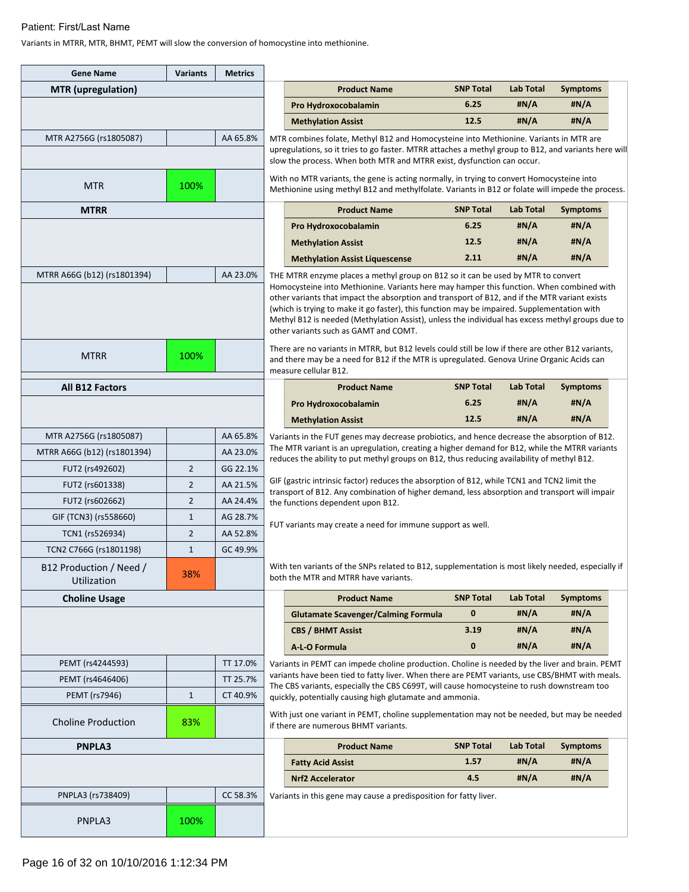Patient: First/Last Name

Variants in MTRR, MTR, BHMT, PEMT will slow the conversion of homocystine into methionine.

| Gene Name | Variants | Metrics |
|---|---|---|
| **MTR (upregulation)** | | |

| Product Name | SNP Total | Lab Total | Symptoms |
|---|---|---|---|
| Pro Hydroxocobalamin | 6.25 | #N/A | #N/A |
| Methylation Assist | 12.5 | #N/A | #N/A |

| Gene Name | Variants | Metrics |
|---|---|---|
| MTR A2756G (rs1805087) | | AA 65.8% |
| MTR | 100% | |

MTR combines folate, Methyl B12 and Homocysteine into Methionine. Variants in MTR are upregulations, so it tries to go faster. MTRR attaches a methyl group to B12, and variants here will slow the process. When both MTR and MTRR exist, dysfunction can occur.

With no MTR variants, the gene is acting normally, in trying to convert Homocysteine into Methionine using methyl B12 and methylfolate. Variants in B12 or folate will impede the process.

| Gene Name | Variants | Metrics |
|---|---|---|
| **MTRR** | | |

| Product Name | SNP Total | Lab Total | Symptoms |
|---|---|---|---|
| Pro Hydroxocobalamin | 6.25 | #N/A | #N/A |
| Methylation Assist | 12.5 | #N/A | #N/A |
| Methylation Assist Liquescense | 2.11 | #N/A | #N/A |

| Gene Name | Variants | Metrics |
|---|---|---|
| MTRR A66G (b12) (rs1801394) | | AA 23.0% |
| MTRR | 100% | |

THE MTRR enzyme places a methyl group on B12 so it can be used by MTR to convert Homocysteine into Methionine. Variants here may hamper this function. When combined with other variants that impact the absorption and transport of B12, and if the MTR variant exists (which is trying to make it go faster), this function may be impaired. Supplementation with Methyl B12 is needed (Methylation Assist), unless the individual has excess methyl groups due to other variants such as GAMT and COMT.

There are no variants in MTRR, but B12 levels could still be low if there are other B12 variants, and there may be a need for B12 if the MTR is upregulated. Genova Urine Organic Acids can measure cellular B12.

| Gene Name | Variants | Metrics |
|---|---|---|
| **All B12 Factors** | | |

| Product Name | SNP Total | Lab Total | Symptoms |
|---|---|---|---|
| Pro Hydroxocobalamin | 6.25 | #N/A | #N/A |
| Methylation Assist | 12.5 | #N/A | #N/A |

| Gene Name | Variants | Metrics |
|---|---|---|
| MTR A2756G (rs1805087) | | AA 65.8% |
| MTRR A66G (b12) (rs1801394) | | AA 23.0% |
| FUT2 (rs492602) | 2 | GG 22.1% |
| FUT2 (rs601338) | 2 | AA 21.5% |
| FUT2 (rs602662) | 2 | AA 24.4% |
| GIF (TCN3) (rs558660) | 1 | AG 28.7% |
| TCN1 (rs526934) | 2 | AA 52.8% |
| TCN2 C766G (rs1801198) | 1 | GC 49.9% |
| B12 Production / Need / Utilization | 38% | |

Variants in the FUT genes may decrease probiotics, and hence decrease the absorption of B12. The MTR variant is an upregulation, creating a higher demand for B12, while the MTRR variants reduces the ability to put methyl groups on B12, thus reducing availability of methyl B12.

GIF (gastric intrinsic factor) reduces the absorption of B12, while TCN1 and TCN2 limit the transport of B12. Any combination of higher demand, less absorption and transport will impair the functions dependent upon B12.

FUT variants may create a need for immune support as well.

With ten variants of the SNPs related to B12, supplementation is most likely needed, especially if both the MTR and MTRR have variants.

| Gene Name | Variants | Metrics |
|---|---|---|
| **Choline Usage** | | |

| Product Name | SNP Total | Lab Total | Symptoms |
|---|---|---|---|
| Glutamate Scavenger/Calming Formula | 0 | #N/A | #N/A |
| CBS / BHMT Assist | 3.19 | #N/A | #N/A |
| A-L-O Formula | 0 | #N/A | #N/A |

| Gene Name | Variants | Metrics |
|---|---|---|
| PEMT (rs4244593) | | TT 17.0% |
| PEMT (rs4646406) | | TT 25.7% |
| PEMT (rs7946) | 1 | CT 40.9% |
| Choline Production | 83% | |

Variants in PEMT can impede choline production. Choline is needed by the liver and brain. PEMT variants have been tied to fatty liver. When there are PEMT variants, use CBS/BHMT with meals. The CBS variants, especially the CBS C699T, will cause homocysteine to rush downstream too quickly, potentially causing high glutamate and ammonia.

With just one variant in PEMT, choline supplementation may not be needed, but may be needed if there are numerous BHMT variants.

| Gene Name | Variants | Metrics |
|---|---|---|
| **PNPLA3** | | |

| Product Name | SNP Total | Lab Total | Symptoms |
|---|---|---|---|
| Fatty Acid Assist | 1.57 | #N/A | #N/A |
| Nrf2 Accelerator | 4.5 | #N/A | #N/A |

| Gene Name | Variants | Metrics |
|---|---|---|
| PNPLA3 (rs738409) | | CC 58.3% |
| PNPLA3 | 100% | |

Variants in this gene may cause a predisposition for fatty liver.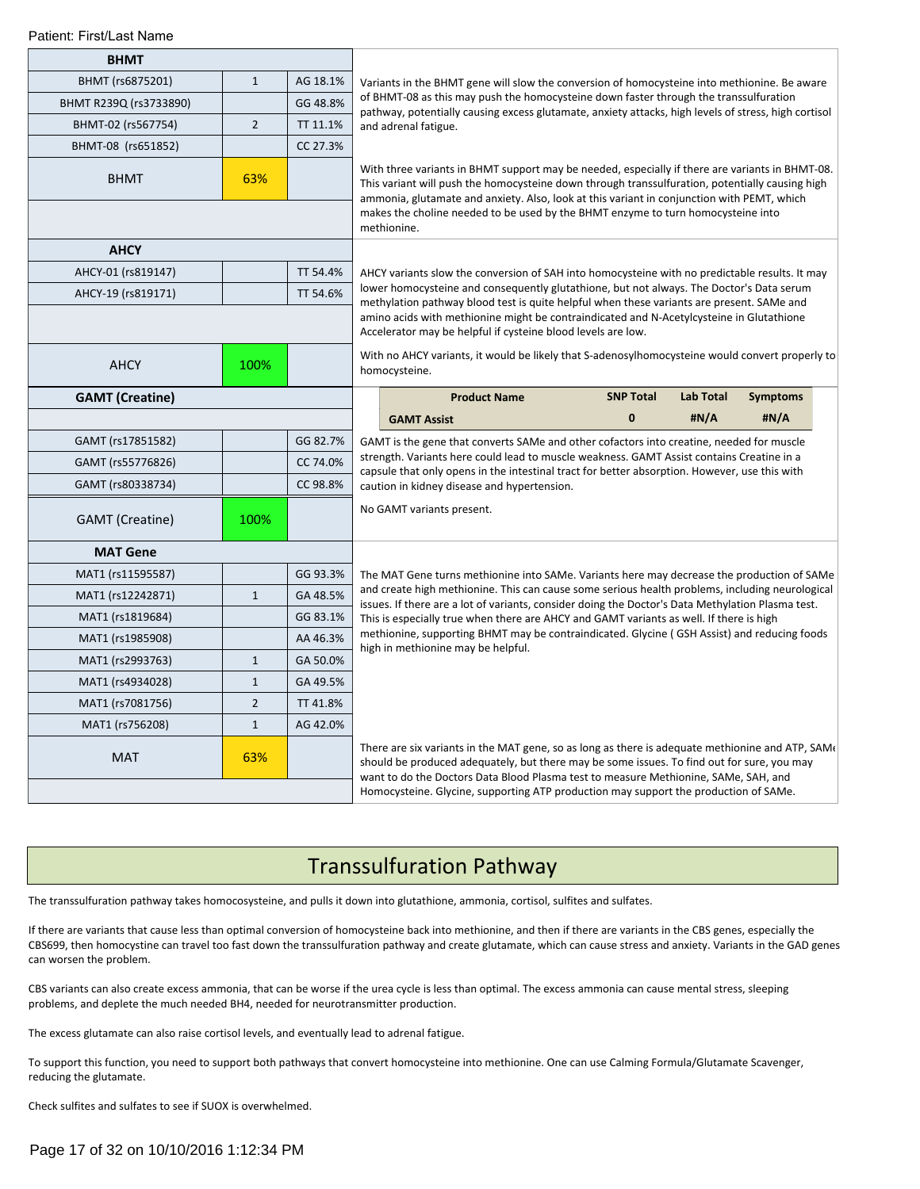Patient: First/Last Name

| BHMT | | |
|---|---|---|
| BHMT (rs6875201) | 1 | AG 18.1% |
| BHMT R239Q (rs3733890) | | GG 48.8% |
| BHMT-02 (rs567754) | 2 | TT 11.1% |
| BHMT-08 (rs651852) | | CC 27.3% |
| BHMT | 63% | |

Variants in the BHMT gene will slow the conversion of homocysteine into methionine. Be aware of BHMT-08 as this may push the homocysteine down faster through the transsulfuration pathway, potentially causing excess glutamate, anxiety attacks, high levels of stress, high cortisol and adrenal fatigue.

With three variants in BHMT support may be needed, especially if there are variants in BHMT-08. This variant will push the homocysteine down through transsulfuration, potentially causing high ammonia, glutamate and anxiety. Also, look at this variant in conjunction with PEMT, which makes the choline needed to be used by the BHMT enzyme to turn homocysteine into methionine.

| AHCY | | |
|---|---|---|
| AHCY-01 (rs819147) | | TT 54.4% |
| AHCY-19 (rs819171) | | TT 54.6% |
| AHCY | 100% | |

AHCY variants slow the conversion of SAH into homocysteine with no predictable results. It may lower homocysteine and consequently glutathione, but not always. The Doctor's Data serum methylation pathway blood test is quite helpful when these variants are present. SAMe and amino acids with methionine might be contraindicated and N-Acetylcysteine in Glutathione Accelerator may be helpful if cysteine blood levels are low.

With no AHCY variants, it would be likely that S-adenosylhomocysteine would convert properly to homocysteine.

| GAMT (Creatine) | | |
|---|---|---|
| GAMT (rs17851582) | | GG 82.7% |
| GAMT (rs55776826) | | CC 74.0% |
| GAMT (rs80338734) | | CC 98.8% |
| GAMT (Creatine) | 100% | |

| Product Name | SNP Total | Lab Total | Symptoms |
|---|---|---|---|
| GAMT Assist | 0 | #N/A | #N/A |

GAMT is the gene that converts SAMe and other cofactors into creatine, needed for muscle strength. Variants here could lead to muscle weakness. GAMT Assist contains Creatine in a capsule that only opens in the intestinal tract for better absorption. However, use this with caution in kidney disease and hypertension.

No GAMT variants present.

| MAT Gene | | |
|---|---|---|
| MAT1 (rs11595587) | | GG 93.3% |
| MAT1 (rs12242871) | 1 | GA 48.5% |
| MAT1 (rs1819684) | | GG 83.1% |
| MAT1 (rs1985908) | | AA 46.3% |
| MAT1 (rs2993763) | 1 | GA 50.0% |
| MAT1 (rs4934028) | 1 | GA 49.5% |
| MAT1 (rs7081756) | 2 | TT 41.8% |
| MAT1 (rs756208) | 1 | AG 42.0% |
| MAT | 63% | |

The MAT Gene turns methionine into SAMe. Variants here may decrease the production of SAMe and create high methionine. This can cause some serious health problems, including neurological issues. If there are a lot of variants, consider doing the Doctor's Data Methylation Plasma test. This is especially true when there are AHCY and GAMT variants as well. If there is high methionine, supporting BHMT may be contraindicated. Glycine ( GSH Assist) and reducing foods high in methionine may be helpful.

There are six variants in the MAT gene, so as long as there is adequate methionine and ATP, SAMe should be produced adequately, but there may be some issues. To find out for sure, you may want to do the Doctors Data Blood Plasma test to measure Methionine, SAMe, SAH, and Homocysteine. Glycine, supporting ATP production may support the production of SAMe.

## Transsulfuration Pathway

The transsulfuration pathway takes homocosysteine, and pulls it down into glutathione, ammonia, cortisol, sulfites and sulfates.

If there are variants that cause less than optimal conversion of homocysteine back into methionine, and then if there are variants in the CBS genes, especially the CBS699, then homocystine can travel too fast down the transsulfuration pathway and create glutamate, which can cause stress and anxiety. Variants in the GAD genes can worsen the problem.

CBS variants can also create excess ammonia, that can be worse if the urea cycle is less than optimal. The excess ammonia can cause mental stress, sleeping problems, and deplete the much needed BH4, needed for neurotransmitter production.

The excess glutamate can also raise cortisol levels, and eventually lead to adrenal fatigue.

To support this function, you need to support both pathways that convert homocysteine into methionine. One can use Calming Formula/Glutamate Scavenger, reducing the glutamate.

Check sulfites and sulfates to see if SUOX is overwhelmed.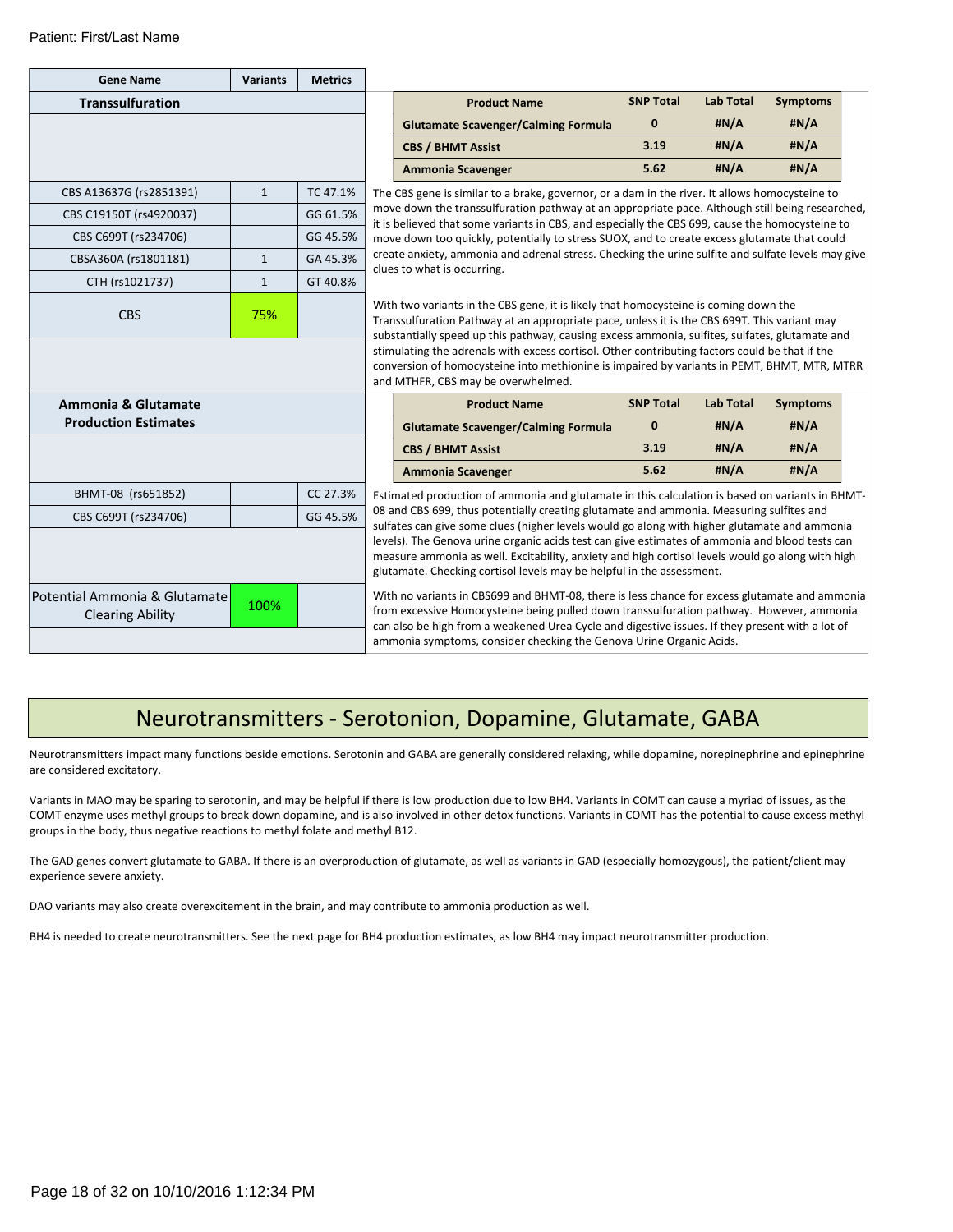Patient: First/Last Name

| Gene Name | Variants | Metrics |
|---|---|---|
| **Transsulfuration** | | |
| CBS A13637G (rs2851391) | 1 | TC 47.1% |
| CBS C19150T (rs4920037) | | GG 61.5% |
| CBS C699T (rs234706) | | GG 45.5% |
| CBSA360A (rs1801181) | 1 | GA 45.3% |
| CTH (rs1021737) | 1 | GT 40.8% |
| CBS | 75% | |

| Product Name | SNP Total | Lab Total | Symptoms |
|---|---|---|---|
| Glutamate Scavenger/Calming Formula | 0 | #N/A | #N/A |
| CBS / BHMT Assist | 3.19 | #N/A | #N/A |
| Ammonia Scavenger | 5.62 | #N/A | #N/A |

The CBS gene is similar to a brake, governor, or a dam in the river. It allows homocysteine to move down the transsulfuration pathway at an appropriate pace. Although still being researched, it is believed that some variants in CBS, and especially the CBS 699, cause the homocysteine to move down too quickly, potentially to stress SUOX, and to create excess glutamate that could create anxiety, ammonia and adrenal stress. Checking the urine sulfite and sulfate levels may give clues to what is occurring.

With two variants in the CBS gene, it is likely that homocysteine is coming down the Transsulfuration Pathway at an appropriate pace, unless it is the CBS 699T. This variant may substantially speed up this pathway, causing excess ammonia, sulfites, sulfates, glutamate and stimulating the adrenals with excess cortisol. Other contributing factors could be that if the conversion of homocysteine into methionine is impaired by variants in PEMT, BHMT, MTR, MTRR and MTHFR, CBS may be overwhelmed.

| Gene Name | Variants | Metrics |
|---|---|---|
| **Ammonia & Glutamate Production Estimates** | | |
| BHMT-08 (rs651852) | | CC 27.3% |
| CBS C699T (rs234706) | | GG 45.5% |
| Potential Ammonia & Glutamate Clearing Ability | 100% | |

| Product Name | SNP Total | Lab Total | Symptoms |
|---|---|---|---|
| Glutamate Scavenger/Calming Formula | 0 | #N/A | #N/A |
| CBS / BHMT Assist | 3.19 | #N/A | #N/A |
| Ammonia Scavenger | 5.62 | #N/A | #N/A |

Estimated production of ammonia and glutamate in this calculation is based on variants in BHMT-08 and CBS 699, thus potentially creating glutamate and ammonia. Measuring sulfites and sulfates can give some clues (higher levels would go along with higher glutamate and ammonia levels). The Genova urine organic acids test can give estimates of ammonia and blood tests can measure ammonia as well. Excitability, anxiety and high cortisol levels would go along with high glutamate. Checking cortisol levels may be helpful in the assessment.

With no variants in CBS699 and BHMT-08, there is less chance for excess glutamate and ammonia from excessive Homocysteine being pulled down transsulfuration pathway. However, ammonia can also be high from a weakened Urea Cycle and digestive issues. If they present with a lot of ammonia symptoms, consider checking the Genova Urine Organic Acids.

## Neurotransmitters - Serotonion, Dopamine, Glutamate, GABA

Neurotransmitters impact many functions beside emotions. Serotonin and GABA are generally considered relaxing, while dopamine, norepinephrine and epinephrine are considered excitatory.

Variants in MAO may be sparing to serotonin, and may be helpful if there is low production due to low BH4. Variants in COMT can cause a myriad of issues, as the COMT enzyme uses methyl groups to break down dopamine, and is also involved in other detox functions. Variants in COMT has the potential to cause excess methyl groups in the body, thus negative reactions to methyl folate and methyl B12.

The GAD genes convert glutamate to GABA. If there is an overproduction of glutamate, as well as variants in GAD (especially homozygous), the patient/client may experience severe anxiety.

DAO variants may also create overexcitement in the brain, and may contribute to ammonia production as well.

BH4 is needed to create neurotransmitters. See the next page for BH4 production estimates, as low BH4 may impact neurotransmitter production.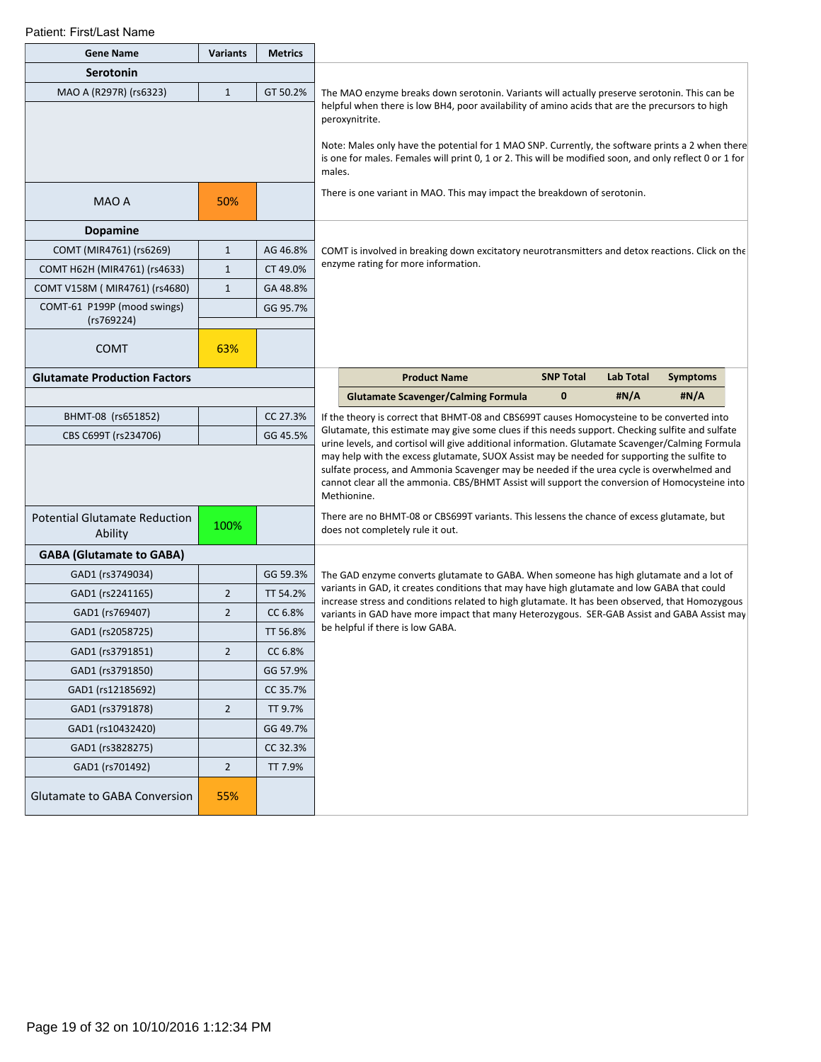Patient: First/Last Name

| Gene Name | Variants | Metrics |
|---|---|---|
| **Serotonin** | | |
| MAO A (R297R) (rs6323) | 1 | GT 50.2% |
| MAO A | 50% | |

The MAO enzyme breaks down serotonin. Variants will actually preserve serotonin. This can be helpful when there is low BH4, poor availability of amino acids that are the precursors to high peroxynitrite.

Note: Males only have the potential for 1 MAO SNP. Currently, the software prints a 2 when there is one for males. Females will print 0, 1 or 2. This will be modified soon, and only reflect 0 or 1 for males.

There is one variant in MAO. This may impact the breakdown of serotonin.

| Gene Name | Variants | Metrics |
|---|---|---|
| **Dopamine** | | |
| COMT (MIR4761) (rs6269) | 1 | AG 46.8% |
| COMT H62H (MIR4761) (rs4633) | 1 | CT 49.0% |
| COMT V158M ( MIR4761) (rs4680) | 1 | GA 48.8% |
| COMT-61 P199P (mood swings) (rs769224) | | GG 95.7% |
| COMT | 63% | |

COMT is involved in breaking down excitatory neurotransmitters and detox reactions. Click on the enzyme rating for more information.

| Gene Name | Variants | Metrics |
|---|---|---|
| **Glutamate Production Factors** | | |
| BHMT-08 (rs651852) | | CC 27.3% |
| CBS C699T (rs234706) | | GG 45.5% |
| Potential Glutamate Reduction Ability | 100% | |

| Product Name | SNP Total | Lab Total | Symptoms |
|---|---|---|---|
| Glutamate Scavenger/Calming Formula | 0 | #N/A | #N/A |

If the theory is correct that BHMT-08 and CBS699T causes Homocysteine to be converted into Glutamate, this estimate may give some clues if this needs support. Checking sulfite and sulfate urine levels, and cortisol will give additional information. Glutamate Scavenger/Calming Formula may help with the excess glutamate, SUOX Assist may be needed for supporting the sulfite to sulfate process, and Ammonia Scavenger may be needed if the urea cycle is overwhelmed and cannot clear all the ammonia. CBS/BHMT Assist will support the conversion of Homocysteine into Methionine.

There are no BHMT-08 or CBS699T variants. This lessens the chance of excess glutamate, but does not completely rule it out.

| Gene Name | Variants | Metrics |
|---|---|---|
| **GABA (Glutamate to GABA)** | | |
| GAD1 (rs3749034) | | GG 59.3% |
| GAD1 (rs2241165) | 2 | TT 54.2% |
| GAD1 (rs769407) | 2 | CC 6.8% |
| GAD1 (rs2058725) | | TT 56.8% |
| GAD1 (rs3791851) | 2 | CC 6.8% |
| GAD1 (rs3791850) | | GG 57.9% |
| GAD1 (rs12185692) | | CC 35.7% |
| GAD1 (rs3791878) | 2 | TT 9.7% |
| GAD1 (rs10432420) | | GG 49.7% |
| GAD1 (rs3828275) | | CC 32.3% |
| GAD1 (rs701492) | 2 | TT 7.9% |
| Glutamate to GABA Conversion | 55% | |

The GAD enzyme converts glutamate to GABA. When someone has high glutamate and a lot of variants in GAD, it creates conditions that may have high glutamate and low GABA that could increase stress and conditions related to high glutamate. It has been observed, that Homozygous variants in GAD have more impact that many Heterozygous. SER-GAB Assist and GABA Assist may be helpful if there is low GABA.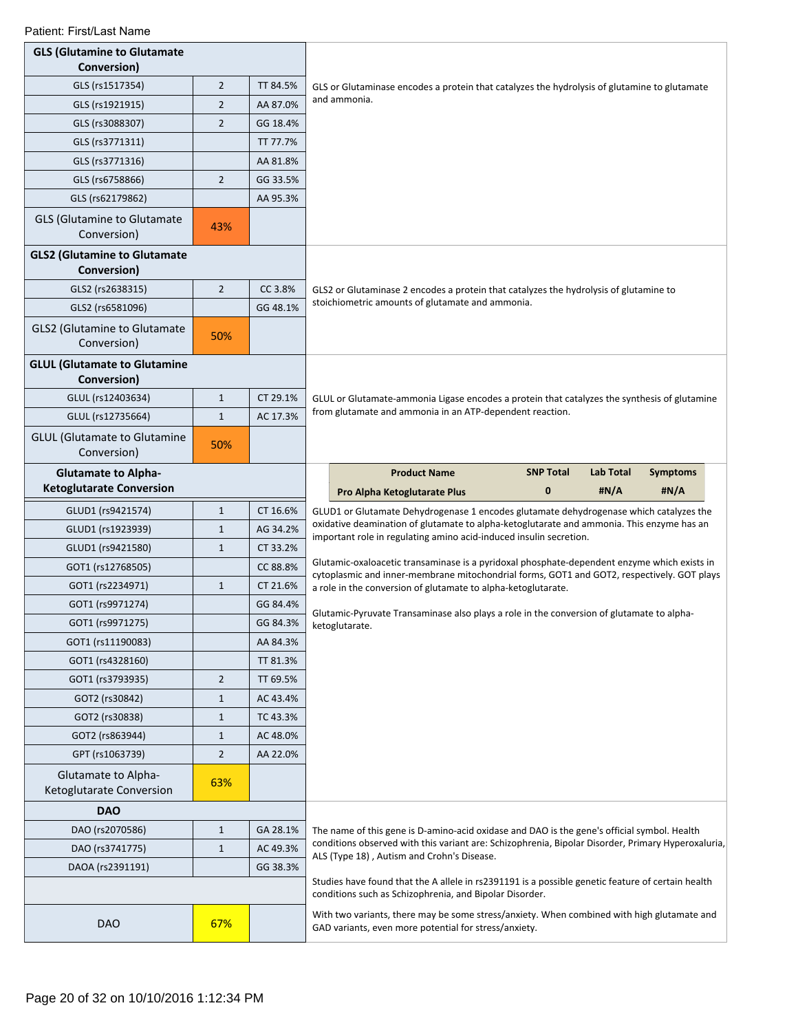Patient: First/Last Name

| GLS (Glutamine to Glutamate Conversion) | | | |
|---|---|---|---|
| GLS (rs1517354) | 2 | TT 84.5% | GLS or Glutaminase encodes a protein that catalyzes the hydrolysis of glutamine to glutamate and ammonia. |
| GLS (rs1921915) | 2 | AA 87.0% | |
| GLS (rs3088307) | 2 | GG 18.4% | |
| GLS (rs3771311) | | TT 77.7% | |
| GLS (rs3771316) | | AA 81.8% | |
| GLS (rs6758866) | 2 | GG 33.5% | |
| GLS (rs62179862) | | AA 95.3% | |
| GLS (Glutamine to Glutamate Conversion) | 43% | | |

| GLS2 (Glutamine to Glutamate Conversion) | | | |
|---|---|---|---|
| GLS2 (rs2638315) | 2 | CC 3.8% | GLS2 or Glutaminase 2 encodes a protein that catalyzes the hydrolysis of glutamine to stoichiometric amounts of glutamate and ammonia. |
| GLS2 (rs6581096) | | GG 48.1% | |
| GLS2 (Glutamine to Glutamate Conversion) | 50% | | |

| GLUL (Glutamate to Glutamine Conversion) | | | |
|---|---|---|---|
| GLUL (rs12403634) | 1 | CT 29.1% | GLUL or Glutamate-ammonia Ligase encodes a protein that catalyzes the synthesis of glutamine from glutamate and ammonia in an ATP-dependent reaction. |
| GLUL (rs12735664) | 1 | AC 17.3% | |
| GLUL (Glutamate to Glutamine Conversion) | 50% | | |

| Product Name | SNP Total | Lab Total | Symptoms |
|---|---|---|---|
| Pro Alpha Ketoglutarate Plus | 0 | #N/A | #N/A |

| Glutamate to Alpha-Ketoglutarate Conversion | | | |
|---|---|---|---|
| GLUD1 (rs9421574) | 1 | CT 16.6% | GLUD1 or Glutamate Dehydrogenase 1 encodes glutamate dehydrogenase which catalyzes the oxidative deamination of glutamate to alpha-ketoglutarate and ammonia. This enzyme has an important role in regulating amino acid-induced insulin secretion. |
| GLUD1 (rs1923939) | 1 | AG 34.2% | |
| GLUD1 (rs9421580) | 1 | CT 33.2% | |
| GOT1 (rs12768505) | | CC 88.8% | Glutamic-oxaloacetic transaminase is a pyridoxal phosphate-dependent enzyme which exists in cytoplasmic and inner-membrane mitochondrial forms, GOT1 and GOT2, respectively. GOT plays a role in the conversion of glutamate to alpha-ketoglutarate. |
| GOT1 (rs2234971) | 1 | CT 21.6% | |
| GOT1 (rs9971274) | | GG 84.4% | Glutamic-Pyruvate Transaminase also plays a role in the conversion of glutamate to alpha-ketoglutarate. |
| GOT1 (rs9971275) | | GG 84.3% | |
| GOT1 (rs11190083) | | AA 84.3% | |
| GOT1 (rs4328160) | | TT 81.3% | |
| GOT1 (rs3793935) | 2 | TT 69.5% | |
| GOT2 (rs30842) | 1 | AC 43.4% | |
| GOT2 (rs30838) | 1 | TC 43.3% | |
| GOT2 (rs863944) | 1 | AC 48.0% | |
| GPT (rs1063739) | 2 | AA 22.0% | |
| Glutamate to Alpha-Ketoglutarate Conversion | 63% | | |

| DAO | | | |
|---|---|---|---|
| DAO (rs2070586) | 1 | GA 28.1% | The name of this gene is D-amino-acid oxidase and DAO is the gene's official symbol. Health conditions observed with this variant are: Schizophrenia, Bipolar Disorder, Primary Hyperoxaluria, ALS (Type 18) , Autism and Crohn's Disease. |
| DAO (rs3741775) | 1 | AC 49.3% | |
| DAOA (rs2391191) | | GG 38.3% | Studies have found that the A allele in rs2391191 is a possible genetic feature of certain health conditions such as Schizophrenia, and Bipolar Disorder. |
| | | | |
| DAO | 67% | | With two variants, there may be some stress/anxiety. When combined with high glutamate and GAD variants, even more potential for stress/anxiety. |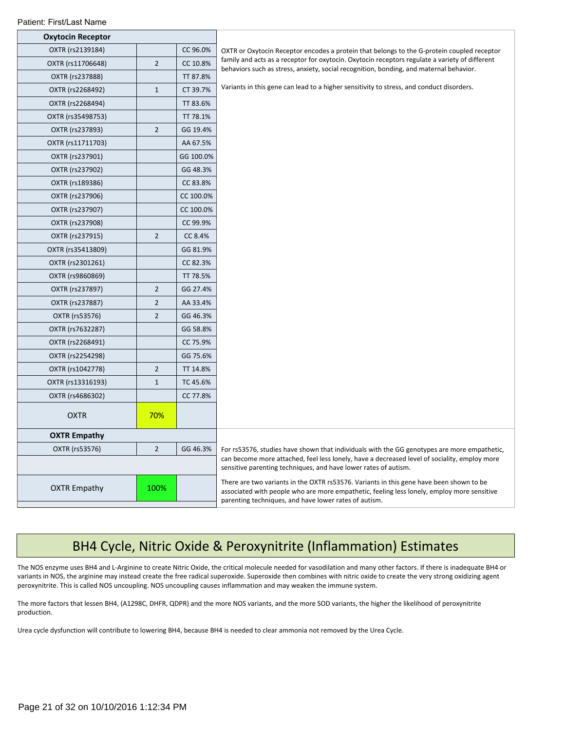| Oxytocin Receptor | | | |
|---|---|---|---|
| OXTR (rs2139184) | | CC 96.0% | OXTR or Oxytocin Receptor encodes a protein that belongs to the G-protein coupled receptor family and acts as a receptor for oxytocin. Oxytocin receptors regulate a variety of different behaviors such as stress, anxiety, social recognition, bonding, and maternal behavior. Variants in this gene can lead to a higher sensitivity to stress, and conduct disorders. |
| OXTR (rs11706648) | 2 | CC 10.8% | |
| OXTR (rs237888) | | TT 87.8% | |
| OXTR (rs2268492) | 1 | CT 39.7% | |
| OXTR (rs2268494) | | TT 83.6% | |
| OXTR (rs35498753) | | TT 78.1% | |
| OXTR (rs237893) | 2 | GG 19.4% | |
| OXTR (rs11711703) | | AA 67.5% | |
| OXTR (rs237901) | | GG 100.0% | |
| OXTR (rs237902) | | GG 48.3% | |
| OXTR (rs189386) | | CC 83.8% | |
| OXTR (rs237906) | | CC 100.0% | |
| OXTR (rs237907) | | CC 100.0% | |
| OXTR (rs237908) | | CC 99.9% | |
| OXTR (rs237915) | 2 | CC 8.4% | |
| OXTR (rs35413809) | | GG 81.9% | |
| OXTR (rs2301261) | | CC 82.3% | |
| OXTR (rs9860869) | | TT 78.5% | |
| OXTR (rs237897) | 2 | GG 27.4% | |
| OXTR (rs237887) | 2 | AA 33.4% | |
| OXTR (rs53576) | 2 | GG 46.3% | |
| OXTR (rs7632287) | | GG 58.8% | |
| OXTR (rs2268491) | | CC 75.9% | |
| OXTR (rs2254298) | | GG 75.6% | |
| OXTR (rs1042778) | 2 | TT 14.8% | |
| OXTR (rs13316193) | 1 | TC 45.6% | |
| OXTR (rs4686302) | | CC 77.8% | |
| OXTR | 70% | | |

| OXTR Empathy | | | |
|---|---|---|---|
| OXTR (rs53576) | 2 | GG 46.3% | For rs53576, studies have shown that individuals with the GG genotypes are more empathetic, can become more attached, feel less lonely, have a decreased level of sociality, employ more sensitive parenting techniques, and have lower rates of autism. |
| OXTR Empathy | 100% | | There are two variants in the OXTR rs53576. Variants in this gene have been shown to be associated with people who are more empathetic, feeling less lonely, employ more sensitive parenting techniques, and have lower rates of autism. |

# BH4 Cycle, Nitric Oxide & Peroxynitrite (Inflammation) Estimates

The NOS enzyme uses BH4 and L-Arginine to create Nitric Oxide, the critical molecule needed for vasodilation and many other factors. If there is inadequate BH4 or variants in NOS, the arginine may instead create the free radical superoxide. Superoxide then combines with nitric oxide to create the very strong oxidizing agent peroxynitrite. This is called NOS uncoupling. NOS uncoupling causes inflammation and may weaken the immune system.

The more factors that lessen BH4, (A1298C, DHFR, QDPR) and the more NOS variants, and the more SOD variants, the higher the likelihood of peroxynitrite production.

Urea cycle dysfunction will contribute to lowering BH4, because BH4 is needed to clear ammonia not removed by the Urea Cycle.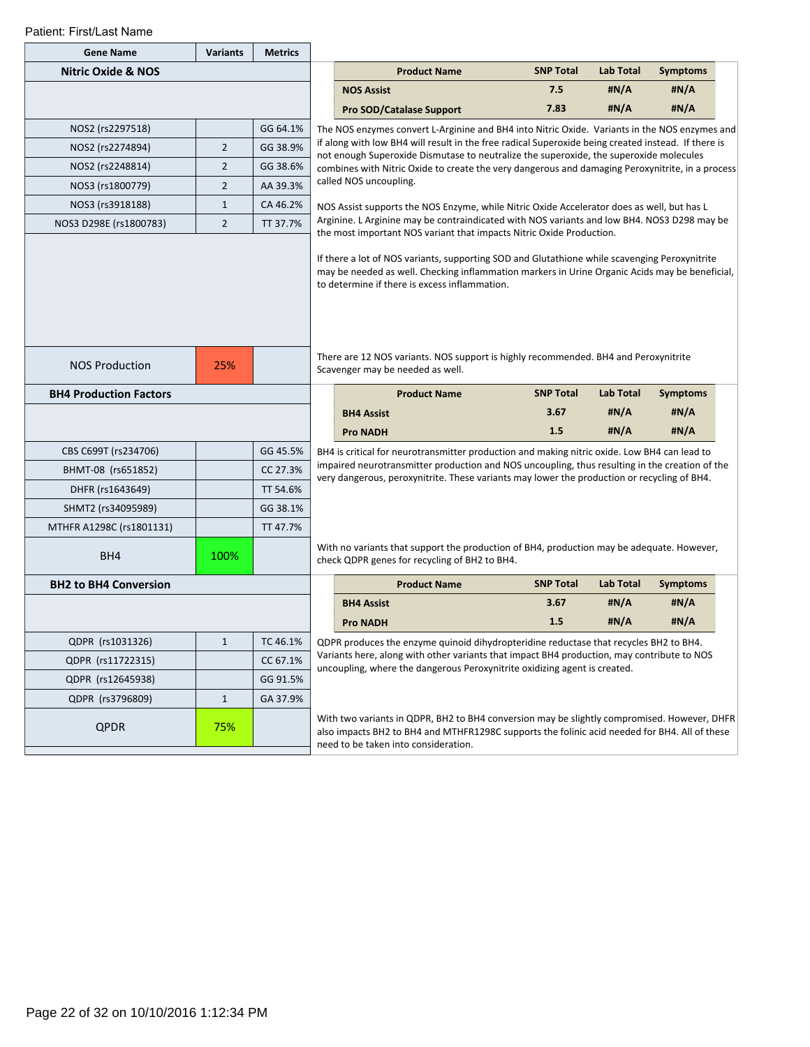Patient: First/Last Name

| Gene Name | Variants | Metrics |
|---|---|---|
| **Nitric Oxide & NOS** | | |
| NOS2 (rs2297518) | | GG 64.1% |
| NOS2 (rs2274894) | 2 | GG 38.9% |
| NOS2 (rs2248814) | 2 | GG 38.6% |
| NOS3 (rs1800779) | 2 | AA 39.3% |
| NOS3 (rs3918188) | 1 | CA 46.2% |
| NOS3 D298E (rs1800783) | 2 | TT 37.7% |
| NOS Production | 25% | |

| Product Name | SNP Total | Lab Total | Symptoms |
|---|---|---|---|
| **NOS Assist** | 7.5 | #N/A | #N/A |
| **Pro SOD/Catalase Support** | 7.83 | #N/A | #N/A |

The NOS enzymes convert L-Arginine and BH4 into Nitric Oxide. Variants in the NOS enzymes and if along with low BH4 will result in the free radical Superoxide being created instead. If there is not enough Superoxide Dismutase to neutralize the superoxide, the superoxide molecules combines with Nitric Oxide to create the very dangerous and damaging Peroxynitrite, in a process called NOS uncoupling.

NOS Assist supports the NOS Enzyme, while Nitric Oxide Accelerator does as well, but has L Arginine. L Arginine may be contraindicated with NOS variants and low BH4. NOS3 D298 may be the most important NOS variant that impacts Nitric Oxide Production.

If there a lot of NOS variants, supporting SOD and Glutathione while scavenging Peroxynitrite may be needed as well. Checking inflammation markers in Urine Organic Acids may be beneficial, to determine if there is excess inflammation.

There are 12 NOS variants. NOS support is highly recommended. BH4 and Peroxynitrite Scavenger may be needed as well.

| Gene Name | Variants | Metrics |
|---|---|---|
| **BH4 Production Factors** | | |
| CBS C699T (rs234706) | | GG 45.5% |
| BHMT-08 (rs651852) | | CC 27.3% |
| DHFR (rs1643649) | | TT 54.6% |
| SHMT2 (rs34095989) | | GG 38.1% |
| MTHFR A1298C (rs1801131) | | TT 47.7% |
| BH4 | 100% | |

| Product Name | SNP Total | Lab Total | Symptoms |
|---|---|---|---|
| **BH4 Assist** | 3.67 | #N/A | #N/A |
| **Pro NADH** | 1.5 | #N/A | #N/A |

BH4 is critical for neurotransmitter production and making nitric oxide. Low BH4 can lead to impaired neurotransmitter production and NOS uncoupling, thus resulting in the creation of the very dangerous, peroxynitrite. These variants may lower the production or recycling of BH4.

With no variants that support the production of BH4, production may be adequate. However, check QDPR genes for recycling of BH2 to BH4.

| Gene Name | Variants | Metrics |
|---|---|---|
| **BH2 to BH4 Conversion** | | |
| QDPR (rs1031326) | 1 | TC 46.1% |
| QDPR (rs11722315) | | CC 67.1% |
| QDPR (rs12645938) | | GG 91.5% |
| QDPR (rs3796809) | 1 | GA 37.9% |
| QPDR | 75% | |

| Product Name | SNP Total | Lab Total | Symptoms |
|---|---|---|---|
| **BH4 Assist** | 3.67 | #N/A | #N/A |
| **Pro NADH** | 1.5 | #N/A | #N/A |

QDPR produces the enzyme quinoid dihydropteridine reductase that recycles BH2 to BH4. Variants here, along with other variants that impact BH4 production, may contribute to NOS uncoupling, where the dangerous Peroxynitrite oxidizing agent is created.

With two variants in QDPR, BH2 to BH4 conversion may be slightly compromised. However, DHFR also impacts BH2 to BH4 and MTHFR1298C supports the folinic acid needed for BH4. All of these need to be taken into consideration.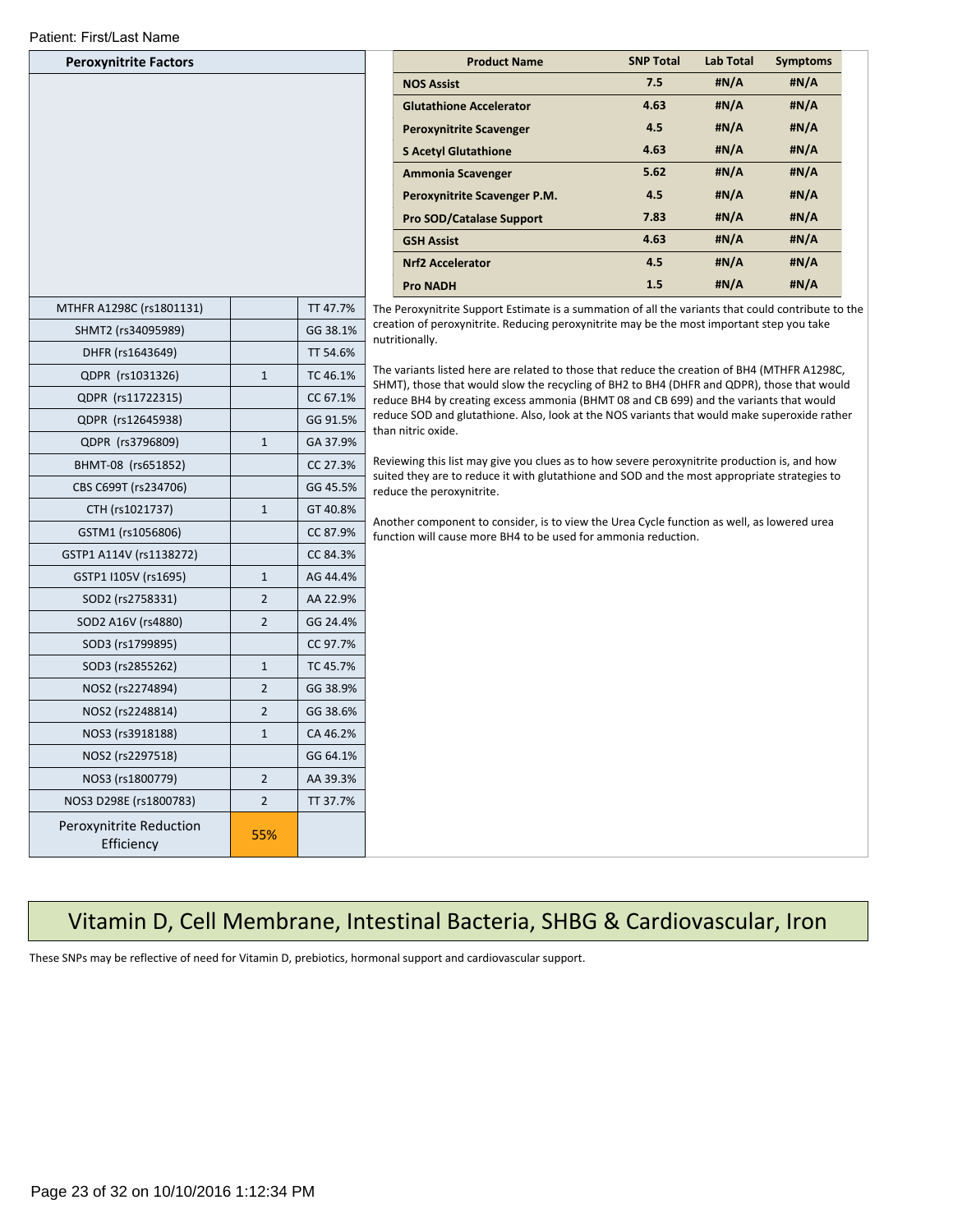Patient: First/Last Name

| Peroxynitrite Factors | | |
|---|---|---|
| MTHFR A1298C (rs1801131) | | TT 47.7% |
| SHMT2 (rs34095989) | | GG 38.1% |
| DHFR (rs1643649) | | TT 54.6% |
| QDPR (rs1031326) | 1 | TC 46.1% |
| QDPR (rs11722315) | | CC 67.1% |
| QDPR (rs12645938) | | GG 91.5% |
| QDPR (rs3796809) | 1 | GA 37.9% |
| BHMT-08 (rs651852) | | CC 27.3% |
| CBS C699T (rs234706) | | GG 45.5% |
| CTH (rs1021737) | 1 | GT 40.8% |
| GSTM1 (rs1056806) | | CC 87.9% |
| GSTP1 A114V (rs1138272) | | CC 84.3% |
| GSTP1 I105V (rs1695) | 1 | AG 44.4% |
| SOD2 (rs2758331) | 2 | AA 22.9% |
| SOD2 A16V (rs4880) | 2 | GG 24.4% |
| SOD3 (rs1799895) | | CC 97.7% |
| SOD3 (rs2855262) | 1 | TC 45.7% |
| NOS2 (rs2274894) | 2 | GG 38.9% |
| NOS2 (rs2248814) | 2 | GG 38.6% |
| NOS3 (rs3918188) | 1 | CA 46.2% |
| NOS2 (rs2297518) | | GG 64.1% |
| NOS3 (rs1800779) | 2 | AA 39.3% |
| NOS3 D298E (rs1800783) | 2 | TT 37.7% |
| Peroxynitrite Reduction Efficiency | 55% | |

| Product Name | SNP Total | Lab Total | Symptoms |
|---|---|---|---|
| **NOS Assist** | 7.5 | #N/A | #N/A |
| **Glutathione Accelerator** | 4.63 | #N/A | #N/A |
| **Peroxynitrite Scavenger** | 4.5 | #N/A | #N/A |
| **S Acetyl Glutathione** | 4.63 | #N/A | #N/A |
| **Ammonia Scavenger** | 5.62 | #N/A | #N/A |
| **Peroxynitrite Scavenger P.M.** | 4.5 | #N/A | #N/A |
| **Pro SOD/Catalase Support** | 7.83 | #N/A | #N/A |
| **GSH Assist** | 4.63 | #N/A | #N/A |
| **Nrf2 Accelerator** | 4.5 | #N/A | #N/A |
| **Pro NADH** | 1.5 | #N/A | #N/A |

The Peroxynitrite Support Estimate is a summation of all the variants that could contribute to the creation of peroxynitrite. Reducing peroxynitrite may be the most important step you take nutritionally.

The variants listed here are related to those that reduce the creation of BH4 (MTHFR A1298C, SHMT), those that would slow the recycling of BH2 to BH4 (DHFR and QDPR), those that would reduce BH4 by creating excess ammonia (BHMT 08 and CB 699) and the variants that would reduce SOD and glutathione. Also, look at the NOS variants that would make superoxide rather than nitric oxide.

Reviewing this list may give you clues as to how severe peroxynitrite production is, and how suited they are to reduce it with glutathione and SOD and the most appropriate strategies to reduce the peroxynitrite.

Another component to consider, is to view the Urea Cycle function as well, as lowered urea function will cause more BH4 to be used for ammonia reduction.

# Vitamin D, Cell Membrane, Intestinal Bacteria, SHBG & Cardiovascular, Iron

These SNPs may be reflective of need for Vitamin D, prebiotics, hormonal support and cardiovascular support.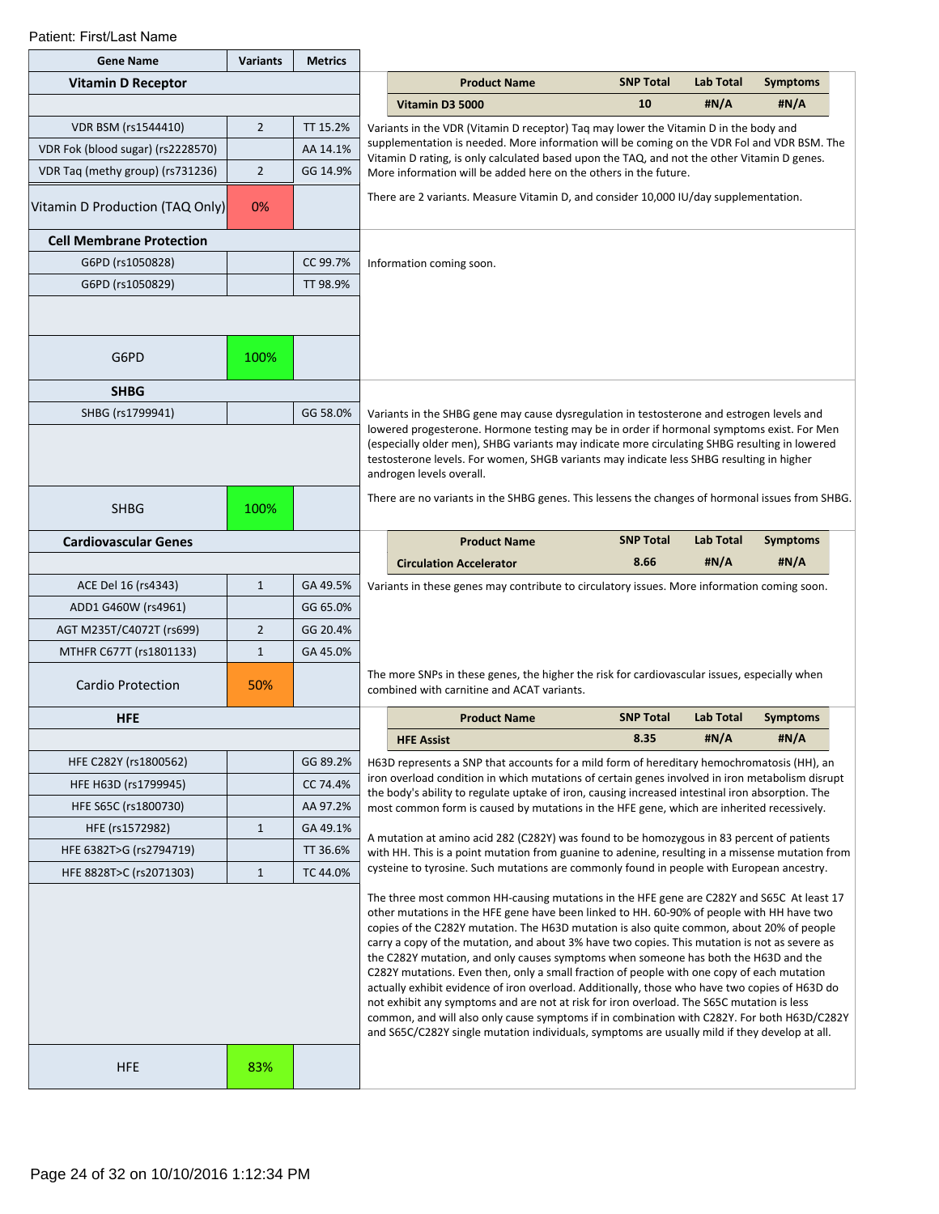Patient: First/Last Name

| Gene Name | Variants | Metrics |
|---|---|---|
| **Vitamin D Receptor** | | |
| VDR BSM (rs1544410) | 2 | TT 15.2% |
| VDR Fok (blood sugar) (rs2228570) | | AA 14.1% |
| VDR Taq (methy group) (rs731236) | 2 | GG 14.9% |
| Vitamin D Production (TAQ Only) | 0% | |

| Product Name | SNP Total | Lab Total | Symptoms |
|---|---|---|---|
| Vitamin D3 5000 | 10 | #N/A | #N/A |

Variants in the VDR (Vitamin D receptor) Taq may lower the Vitamin D in the body and supplementation is needed. More information will be coming on the VDR Fol and VDR BSM. The Vitamin D rating, is only calculated based upon the TAQ, and not the other Vitamin D genes. More information will be added here on the others in the future.

There are 2 variants. Measure Vitamin D, and consider 10,000 IU/day supplementation.

| Gene Name | Variants | Metrics |
|---|---|---|
| **Cell Membrane Protection** | | |
| G6PD (rs1050828) | | CC 99.7% |
| G6PD (rs1050829) | | TT 98.9% |
| G6PD | 100% | |

Information coming soon.

| Gene Name | Variants | Metrics |
|---|---|---|
| **SHBG** | | |
| SHBG (rs1799941) | | GG 58.0% |
| SHBG | 100% | |

Variants in the SHBG gene may cause dysregulation in testosterone and estrogen levels and lowered progesterone. Hormone testing may be in order if hormonal symptoms exist. For Men (especially older men), SHBG variants may indicate more circulating SHBG resulting in lowered testosterone levels. For women, SHGB variants may indicate less SHBG resulting in higher androgen levels overall.

There are no variants in the SHBG genes. This lessens the changes of hormonal issues from SHBG.

| Gene Name | Variants | Metrics |
|---|---|---|
| **Cardiovascular Genes** | | |
| ACE Del 16 (rs4343) | 1 | GA 49.5% |
| ADD1 G460W (rs4961) | | GG 65.0% |
| AGT M235T/C4072T (rs699) | 2 | GG 20.4% |
| MTHFR C677T (rs1801133) | 1 | GA 45.0% |
| Cardio Protection | 50% | |

| Product Name | SNP Total | Lab Total | Symptoms |
|---|---|---|---|
| Circulation Accelerator | 8.66 | #N/A | #N/A |

Variants in these genes may contribute to circulatory issues. More information coming soon.

The more SNPs in these genes, the higher the risk for cardiovascular issues, especially when combined with carnitine and ACAT variants.

| Gene Name | Variants | Metrics |
|---|---|---|
| **HFE** | | |
| HFE C282Y (rs1800562) | | GG 89.2% |
| HFE H63D (rs1799945) | | CC 74.4% |
| HFE S65C (rs1800730) | | AA 97.2% |
| HFE (rs1572982) | 1 | GA 49.1% |
| HFE 6382T>G (rs2794719) | | TT 36.6% |
| HFE 8828T>C (rs2071303) | 1 | TC 44.0% |
| HFE | 83% | |

| Product Name | SNP Total | Lab Total | Symptoms |
|---|---|---|---|
| HFE Assist | 8.35 | #N/A | #N/A |

H63D represents a SNP that accounts for a mild form of hereditary hemochromatosis (HH), an iron overload condition in which mutations of certain genes involved in iron metabolism disrupt the body's ability to regulate uptake of iron, causing increased intestinal iron absorption. The most common form is caused by mutations in the HFE gene, which are inherited recessively.

A mutation at amino acid 282 (C282Y) was found to be homozygous in 83 percent of patients with HH. This is a point mutation from guanine to adenine, resulting in a missense mutation from cysteine to tyrosine. Such mutations are commonly found in people with European ancestry.

The three most common HH-causing mutations in the HFE gene are C282Y and S65C At least 17 other mutations in the HFE gene have been linked to HH. 60-90% of people with HH have two copies of the C282Y mutation. The H63D mutation is also quite common, about 20% of people carry a copy of the mutation, and about 3% have two copies. This mutation is not as severe as the C282Y mutation, and only causes symptoms when someone has both the H63D and the C282Y mutations. Even then, only a small fraction of people with one copy of each mutation actually exhibit evidence of iron overload. Additionally, those who have two copies of H63D do not exhibit any symptoms and are not at risk for iron overload. The S65C mutation is less common, and will also only cause symptoms if in combination with C282Y. For both H63D/C282Y and S65C/C282Y single mutation individuals, symptoms are usually mild if they develop at all.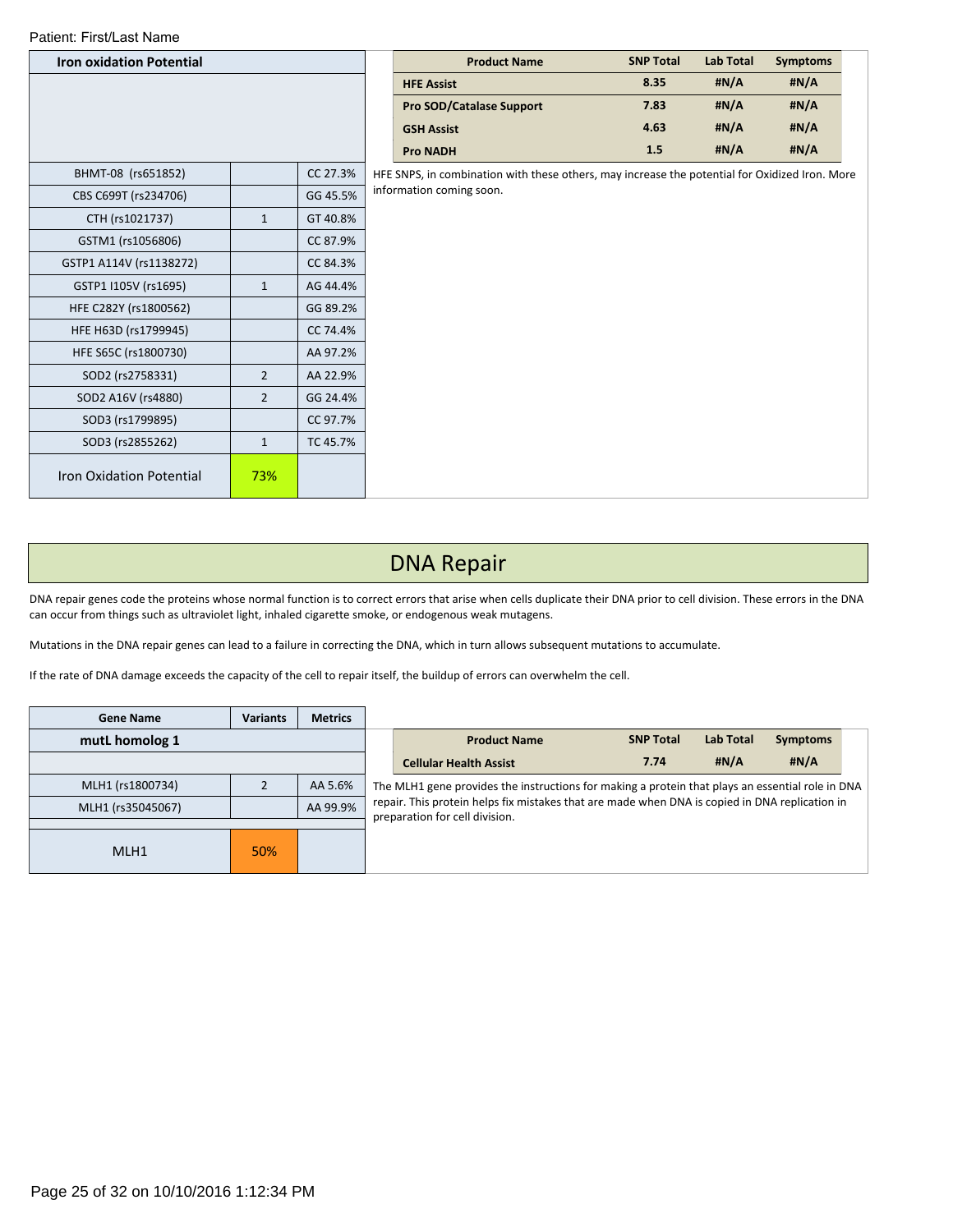Patient: First/Last Name

| Iron oxidation Potential | | |
|---|---|---|
| BHMT-08 (rs651852) | | CC 27.3% |
| CBS C699T (rs234706) | | GG 45.5% |
| CTH (rs1021737) | 1 | GT 40.8% |
| GSTM1 (rs1056806) | | CC 87.9% |
| GSTP1 A114V (rs1138272) | | CC 84.3% |
| GSTP1 I105V (rs1695) | 1 | AG 44.4% |
| HFE C282Y (rs1800562) | | GG 89.2% |
| HFE H63D (rs1799945) | | CC 74.4% |
| HFE S65C (rs1800730) | | AA 97.2% |
| SOD2 (rs2758331) | 2 | AA 22.9% |
| SOD2 A16V (rs4880) | 2 | GG 24.4% |
| SOD3 (rs1799895) | | CC 97.7% |
| SOD3 (rs2855262) | 1 | TC 45.7% |
| Iron Oxidation Potential | 73% | |

| Product Name | SNP Total | Lab Total | Symptoms |
|---|---|---|---|
| HFE Assist | 8.35 | #N/A | #N/A |
| Pro SOD/Catalase Support | 7.83 | #N/A | #N/A |
| GSH Assist | 4.63 | #N/A | #N/A |
| Pro NADH | 1.5 | #N/A | #N/A |

HFE SNPS, in combination with these others, may increase the potential for Oxidized Iron. More information coming soon.

# DNA Repair

DNA repair genes code the proteins whose normal function is to correct errors that arise when cells duplicate their DNA prior to cell division. These errors in the DNA can occur from things such as ultraviolet light, inhaled cigarette smoke, or endogenous weak mutagens.

Mutations in the DNA repair genes can lead to a failure in correcting the DNA, which in turn allows subsequent mutations to accumulate.

If the rate of DNA damage exceeds the capacity of the cell to repair itself, the buildup of errors can overwhelm the cell.

| Gene Name | Variants | Metrics |
|---|---|---|
| **mutL homolog 1** | | |
| MLH1 (rs1800734) | 2 | AA 5.6% |
| MLH1 (rs35045067) | | AA 99.9% |
| MLH1 | 50% | |

| Product Name | SNP Total | Lab Total | Symptoms |
|---|---|---|---|
| Cellular Health Assist | 7.74 | #N/A | #N/A |

The MLH1 gene provides the instructions for making a protein that plays an essential role in DNA repair. This protein helps fix mistakes that are made when DNA is copied in DNA replication in preparation for cell division.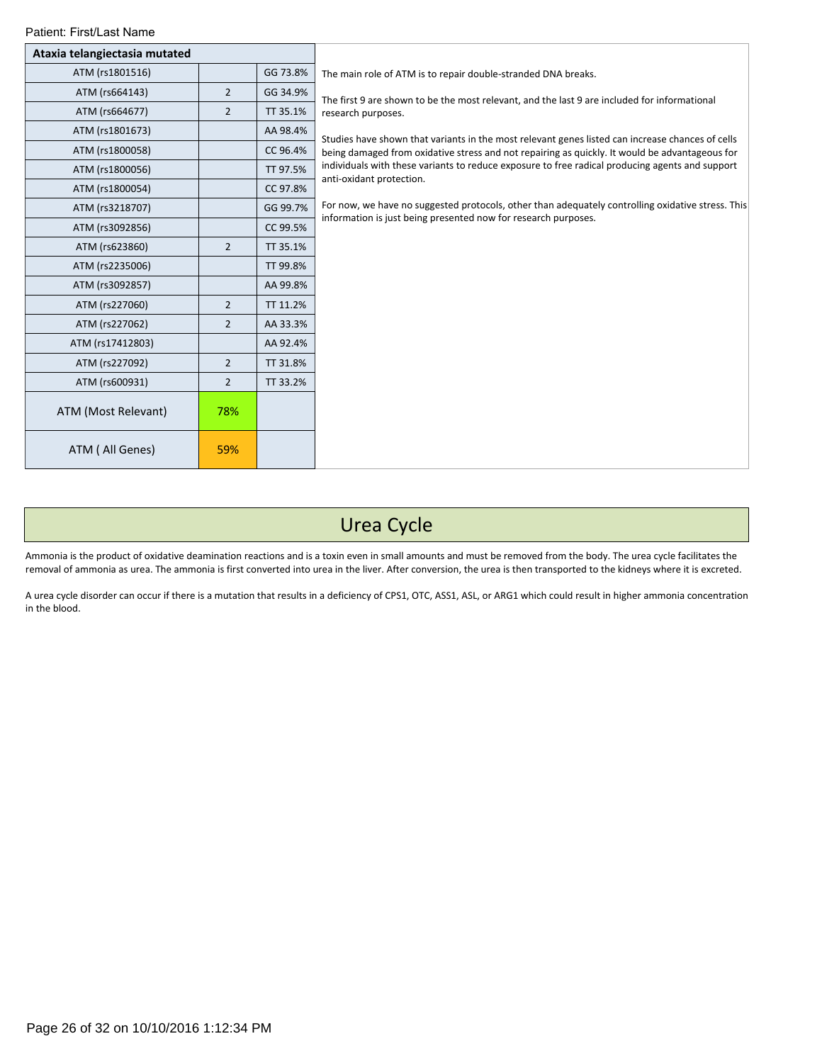Patient: First/Last Name

| Ataxia telangiectasia mutated | | |
|---|---|---|
| ATM (rs1801516) | | GG 73.8% |
| ATM (rs664143) | 2 | GG 34.9% |
| ATM (rs664677) | 2 | TT 35.1% |
| ATM (rs1801673) | | AA 98.4% |
| ATM (rs1800058) | | CC 96.4% |
| ATM (rs1800056) | | TT 97.5% |
| ATM (rs1800054) | | CC 97.8% |
| ATM (rs3218707) | | GG 99.7% |
| ATM (rs3092856) | | CC 99.5% |
| ATM (rs623860) | 2 | TT 35.1% |
| ATM (rs2235006) | | TT 99.8% |
| ATM (rs3092857) | | AA 99.8% |
| ATM (rs227060) | 2 | TT 11.2% |
| ATM (rs227062) | 2 | AA 33.3% |
| ATM (rs17412803) | | AA 92.4% |
| ATM (rs227092) | 2 | TT 31.8% |
| ATM (rs600931) | 2 | TT 33.2% |
| ATM (Most Relevant) | 78% | |
| ATM ( All Genes) | 59% | |

The main role of ATM is to repair double-stranded DNA breaks.

The first 9 are shown to be the most relevant, and the last 9 are included for informational research purposes.

Studies have shown that variants in the most relevant genes listed can increase chances of cells being damaged from oxidative stress and not repairing as quickly. It would be advantageous for individuals with these variants to reduce exposure to free radical producing agents and support anti-oxidant protection.

For now, we have no suggested protocols, other than adequately controlling oxidative stress. This information is just being presented now for research purposes.

# Urea Cycle

Ammonia is the product of oxidative deamination reactions and is a toxin even in small amounts and must be removed from the body. The urea cycle facilitates the removal of ammonia as urea. The ammonia is first converted into urea in the liver. After conversion, the urea is then transported to the kidneys where it is excreted.

A urea cycle disorder can occur if there is a mutation that results in a deficiency of CPS1, OTC, ASS1, ASL, or ARG1 which could result in higher ammonia concentration in the blood.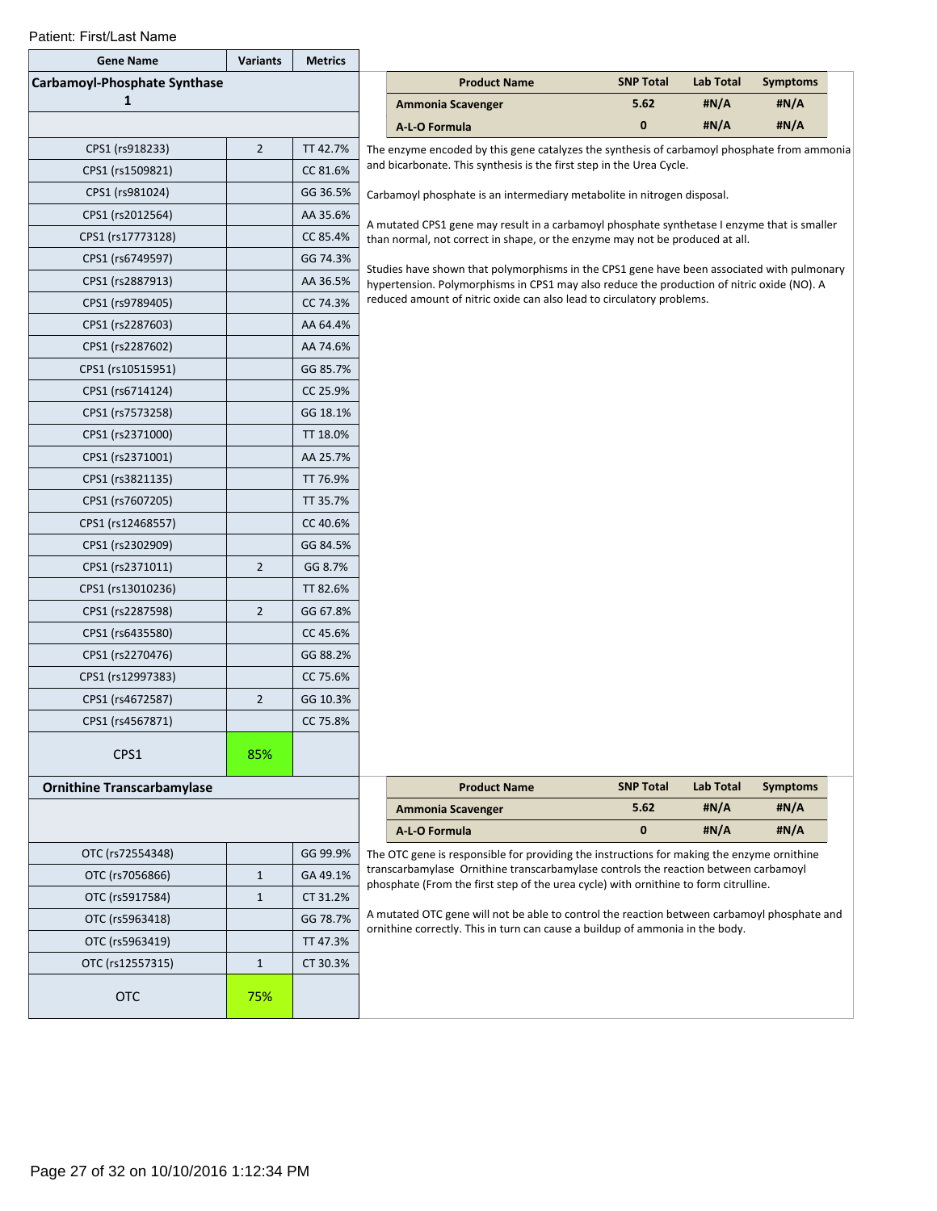Patient: First/Last Name

| Gene Name | Variants | Metrics |
|---|---|---|
| **Carbamoyl-Phosphate Synthase 1** | | |
| CPS1 (rs918233) | 2 | TT 42.7% |
| CPS1 (rs1509821) | | CC 81.6% |
| CPS1 (rs981024) | | GG 36.5% |
| CPS1 (rs2012564) | | AA 35.6% |
| CPS1 (rs17773128) | | CC 85.4% |
| CPS1 (rs6749597) | | GG 74.3% |
| CPS1 (rs2887913) | | AA 36.5% |
| CPS1 (rs9789405) | | CC 74.3% |
| CPS1 (rs2287603) | | AA 64.4% |
| CPS1 (rs2287602) | | AA 74.6% |
| CPS1 (rs10515951) | | GG 85.7% |
| CPS1 (rs6714124) | | CC 25.9% |
| CPS1 (rs7573258) | | GG 18.1% |
| CPS1 (rs2371000) | | TT 18.0% |
| CPS1 (rs2371001) | | AA 25.7% |
| CPS1 (rs3821135) | | TT 76.9% |
| CPS1 (rs7607205) | | TT 35.7% |
| CPS1 (rs12468557) | | CC 40.6% |
| CPS1 (rs2302909) | | GG 84.5% |
| CPS1 (rs2371011) | 2 | GG 8.7% |
| CPS1 (rs13010236) | | TT 82.6% |
| CPS1 (rs2287598) | 2 | GG 67.8% |
| CPS1 (rs6435580) | | CC 45.6% |
| CPS1 (rs2270476) | | GG 88.2% |
| CPS1 (rs12997383) | | CC 75.6% |
| CPS1 (rs4672587) | 2 | GG 10.3% |
| CPS1 (rs4567871) | | CC 75.8% |
| CPS1 | 85% | |

| Product Name | SNP Total | Lab Total | Symptoms |
|---|---|---|---|
| **Ammonia Scavenger** | 5.62 | #N/A | #N/A |
| **A-L-O Formula** | 0 | #N/A | #N/A |

The enzyme encoded by this gene catalyzes the synthesis of carbamoyl phosphate from ammonia and bicarbonate. This synthesis is the first step in the Urea Cycle.

Carbamoyl phosphate is an intermediary metabolite in nitrogen disposal.

A mutated CPS1 gene may result in a carbamoyl phosphate synthetase I enzyme that is smaller than normal, not correct in shape, or the enzyme may not be produced at all.

Studies have shown that polymorphisms in the CPS1 gene have been associated with pulmonary hypertension. Polymorphisms in CPS1 may also reduce the production of nitric oxide (NO). A reduced amount of nitric oxide can also lead to circulatory problems.

| Gene Name | Variants | Metrics |
|---|---|---|
| **Ornithine Transcarbamylase** | | |
| OTC (rs72554348) | | GG 99.9% |
| OTC (rs7056866) | 1 | GA 49.1% |
| OTC (rs5917584) | 1 | CT 31.2% |
| OTC (rs5963418) | | GG 78.7% |
| OTC (rs5963419) | | TT 47.3% |
| OTC (rs12557315) | 1 | CT 30.3% |
| OTC | 75% | |

| Product Name | SNP Total | Lab Total | Symptoms |
|---|---|---|---|
| **Ammonia Scavenger** | 5.62 | #N/A | #N/A |
| **A-L-O Formula** | 0 | #N/A | #N/A |

The OTC gene is responsible for providing the instructions for making the enzyme ornithine transcarbamylase Ornithine transcarbamylase controls the reaction between carbamoyl phosphate (From the first step of the urea cycle) with ornithine to form citrulline.

A mutated OTC gene will not be able to control the reaction between carbamoyl phosphate and ornithine correctly. This in turn can cause a buildup of ammonia in the body.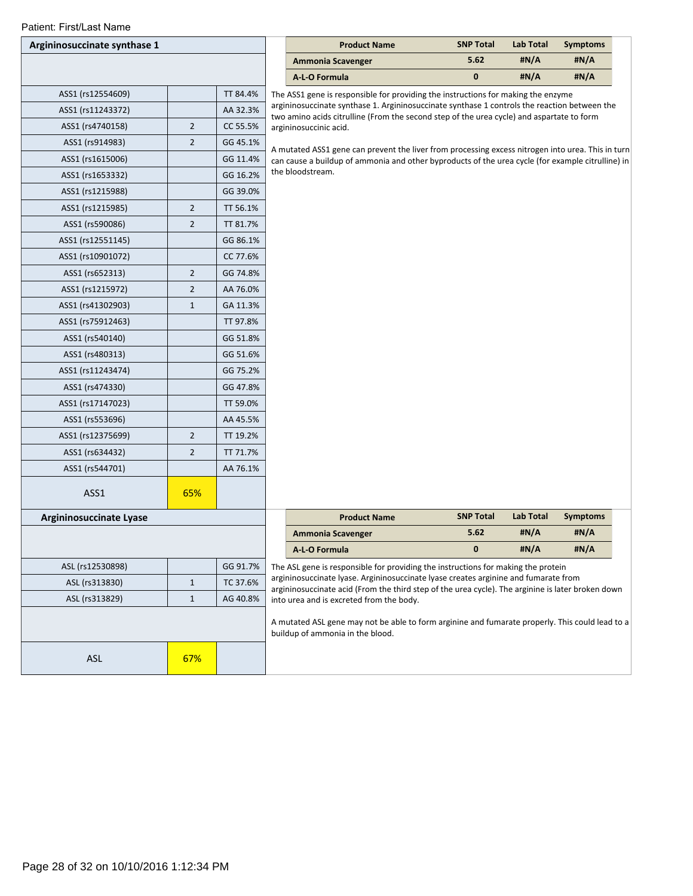Patient: First/Last Name

## Argininosuccinate synthase 1

| Argininosuccinate synthase 1 | | |
|---|---|---|
| ASS1 (rs12554609) | | TT 84.4% |
| ASS1 (rs11243372) | | AA 32.3% |
| ASS1 (rs4740158) | 2 | CC 55.5% |
| ASS1 (rs914983) | 2 | GG 45.1% |
| ASS1 (rs1615006) | | GG 11.4% |
| ASS1 (rs1653332) | | GG 16.2% |
| ASS1 (rs1215988) | | GG 39.0% |
| ASS1 (rs1215985) | 2 | TT 56.1% |
| ASS1 (rs590086) | 2 | TT 81.7% |
| ASS1 (rs12551145) | | GG 86.1% |
| ASS1 (rs10901072) | | CC 77.6% |
| ASS1 (rs652313) | 2 | GG 74.8% |
| ASS1 (rs1215972) | 2 | AA 76.0% |
| ASS1 (rs41302903) | 1 | GA 11.3% |
| ASS1 (rs75912463) | | TT 97.8% |
| ASS1 (rs540140) | | GG 51.8% |
| ASS1 (rs480313) | | GG 51.6% |
| ASS1 (rs11243474) | | GG 75.2% |
| ASS1 (rs474330) | | GG 47.8% |
| ASS1 (rs17147023) | | TT 59.0% |
| ASS1 (rs553696) | | AA 45.5% |
| ASS1 (rs12375699) | 2 | TT 19.2% |
| ASS1 (rs634432) | 2 | TT 71.7% |
| ASS1 (rs544701) | | AA 76.1% |
| ASS1 | 65% | |

| Product Name | SNP Total | Lab Total | Symptoms |
|---|---|---|---|
| **Ammonia Scavenger** | 5.62 | #N/A | #N/A |
| **A-L-O Formula** | 0 | #N/A | #N/A |

The ASS1 gene is responsible for providing the instructions for making the enzyme argininosuccinate synthase 1. Argininosuccinate synthase 1 controls the reaction between the two amino acids citrulline (From the second step of the urea cycle) and aspartate to form argininosuccinic acid.

A mutated ASS1 gene can prevent the liver from processing excess nitrogen into urea. This in turn can cause a buildup of ammonia and other byproducts of the urea cycle (for example citrulline) in the bloodstream.

## Argininosuccinate Lyase

| Argininosuccinate Lyase | | |
|---|---|---|
| ASL (rs12530898) | | GG 91.7% |
| ASL (rs313830) | 1 | TC 37.6% |
| ASL (rs313829) | 1 | AG 40.8% |
| ASL | 67% | |

| Product Name | SNP Total | Lab Total | Symptoms |
|---|---|---|---|
| **Ammonia Scavenger** | 5.62 | #N/A | #N/A |
| **A-L-O Formula** | 0 | #N/A | #N/A |

The ASL gene is responsible for providing the instructions for making the protein argininosuccinate lyase. Argininosuccinate lyase creates arginine and fumarate from argininosuccinate acid (From the third step of the urea cycle). The arginine is later broken down into urea and is excreted from the body.

A mutated ASL gene may not be able to form arginine and fumarate properly. This could lead to a buildup of ammonia in the blood.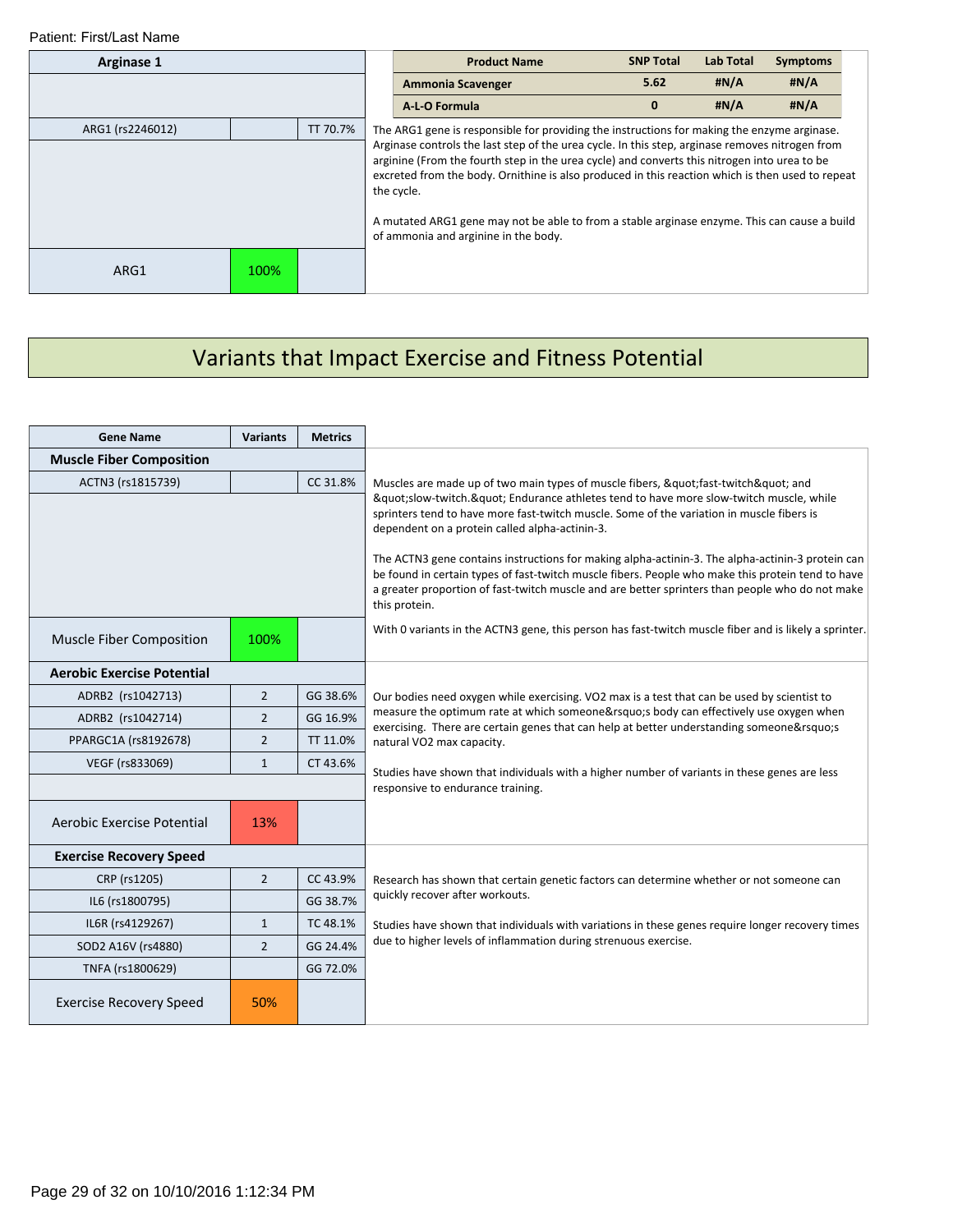Patient: First/Last Name

| Arginase 1 | | |
|---|---|---|
| ARG1 (rs2246012) | | TT 70.7% |
| ARG1 | 100% | |

| Product Name | SNP Total | Lab Total | Symptoms |
|---|---|---|---|
| **Ammonia Scavenger** | **5.62** | **#N/A** | **#N/A** |
| **A-L-O Formula** | **0** | **#N/A** | **#N/A** |

The ARG1 gene is responsible for providing the instructions for making the enzyme arginase. Arginase controls the last step of the urea cycle. In this step, arginase removes nitrogen from arginine (From the fourth step in the urea cycle) and converts this nitrogen into urea to be excreted from the body. Ornithine is also produced in this reaction which is then used to repeat the cycle.

A mutated ARG1 gene may not be able to from a stable arginase enzyme. This can cause a build of ammonia and arginine in the body.

# Variants that Impact Exercise and Fitness Potential

| Gene Name | Variants | Metrics |
|---|---|---|
| **Muscle Fiber Composition** | | |
| ACTN3 (rs1815739) | | CC 31.8% |
| Muscle Fiber Composition | 100% | |

Muscles are made up of two main types of muscle fibers, &quot;fast-twitch&quot; and &quot;slow-twitch.&quot; Endurance athletes tend to have more slow-twitch muscle, while sprinters tend to have more fast-twitch muscle. Some of the variation in muscle fibers is dependent on a protein called alpha-actinin-3.

The ACTN3 gene contains instructions for making alpha-actinin-3. The alpha-actinin-3 protein can be found in certain types of fast-twitch muscle fibers. People who make this protein tend to have a greater proportion of fast-twitch muscle and are better sprinters than people who do not make this protein.

With 0 variants in the ACTN3 gene, this person has fast-twitch muscle fiber and is likely a sprinter.

| Gene Name | Variants | Metrics |
|---|---|---|
| **Aerobic Exercise Potential** | | |
| ADRB2 (rs1042713) | 2 | GG 38.6% |
| ADRB2 (rs1042714) | 2 | GG 16.9% |
| PPARGC1A (rs8192678) | 2 | TT 11.0% |
| VEGF (rs833069) | 1 | CT 43.6% |
| Aerobic Exercise Potential | 13% | |

Our bodies need oxygen while exercising. VO2 max is a test that can be used by scientist to measure the optimum rate at which someone&rsquo;s body can effectively use oxygen when exercising. There are certain genes that can help at better understanding someone&rsquo;s natural VO2 max capacity.

Studies have shown that individuals with a higher number of variants in these genes are less responsive to endurance training.

| Gene Name | Variants | Metrics |
|---|---|---|
| **Exercise Recovery Speed** | | |
| CRP (rs1205) | 2 | CC 43.9% |
| IL6 (rs1800795) | | GG 38.7% |
| IL6R (rs4129267) | 1 | TC 48.1% |
| SOD2 A16V (rs4880) | 2 | GG 24.4% |
| TNFA (rs1800629) | | GG 72.0% |
| Exercise Recovery Speed | 50% | |

Research has shown that certain genetic factors can determine whether or not someone can quickly recover after workouts.

Studies have shown that individuals with variations in these genes require longer recovery times due to higher levels of inflammation during strenuous exercise.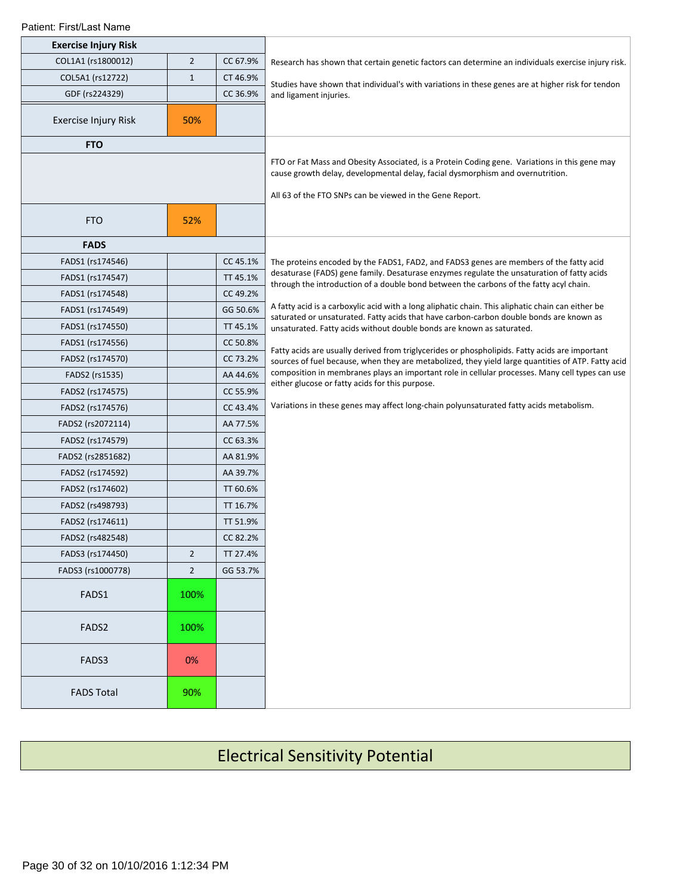Patient: First/Last Name

| Exercise Injury Risk | | |
|---|---|---|
| COL1A1 (rs1800012) | 2 | CC 67.9% |
| COL5A1 (rs12722) | 1 | CT 46.9% |
| GDF (rs224329) | | CC 36.9% |
| Exercise Injury Risk | 50% | |

Research has shown that certain genetic factors can determine an individuals exercise injury risk.

Studies have shown that individual's with variations in these genes are at higher risk for tendon and ligament injuries.

| FTO | | |
|---|---|---|
| FTO | 52% | |

FTO or Fat Mass and Obesity Associated, is a Protein Coding gene. Variations in this gene may cause growth delay, developmental delay, facial dysmorphism and overnutrition.

All 63 of the FTO SNPs can be viewed in the Gene Report.

| FADS | | |
|---|---|---|
| FADS1 (rs174546) | | CC 45.1% |
| FADS1 (rs174547) | | TT 45.1% |
| FADS1 (rs174548) | | CC 49.2% |
| FADS1 (rs174549) | | GG 50.6% |
| FADS1 (rs174550) | | TT 45.1% |
| FADS1 (rs174556) | | CC 50.8% |
| FADS2 (rs174570) | | CC 73.2% |
| FADS2 (rs1535) | | AA 44.6% |
| FADS2 (rs174575) | | CC 55.9% |
| FADS2 (rs174576) | | CC 43.4% |
| FADS2 (rs2072114) | | AA 77.5% |
| FADS2 (rs174579) | | CC 63.3% |
| FADS2 (rs2851682) | | AA 81.9% |
| FADS2 (rs174592) | | AA 39.7% |
| FADS2 (rs174602) | | TT 60.6% |
| FADS2 (rs498793) | | TT 16.7% |
| FADS2 (rs174611) | | TT 51.9% |
| FADS2 (rs482548) | | CC 82.2% |
| FADS3 (rs174450) | 2 | TT 27.4% |
| FADS3 (rs1000778) | 2 | GG 53.7% |
| FADS1 | 100% | |
| FADS2 | 100% | |
| FADS3 | 0% | |
| FADS Total | 90% | |

The proteins encoded by the FADS1, FAD2, and FADS3 genes are members of the fatty acid desaturase (FADS) gene family. Desaturase enzymes regulate the unsaturation of fatty acids through the introduction of a double bond between the carbons of the fatty acyl chain.

A fatty acid is a carboxylic acid with a long aliphatic chain. This aliphatic chain can either be saturated or unsaturated. Fatty acids that have carbon-carbon double bonds are known as unsaturated. Fatty acids without double bonds are known as saturated.

Fatty acids are usually derived from triglycerides or phospholipids. Fatty acids are important sources of fuel because, when they are metabolized, they yield large quantities of ATP. Fatty acid composition in membranes plays an important role in cellular processes. Many cell types can use either glucose or fatty acids for this purpose.

Variations in these genes may affect long-chain polyunsaturated fatty acids metabolism.

# Electrical Sensitivity Potential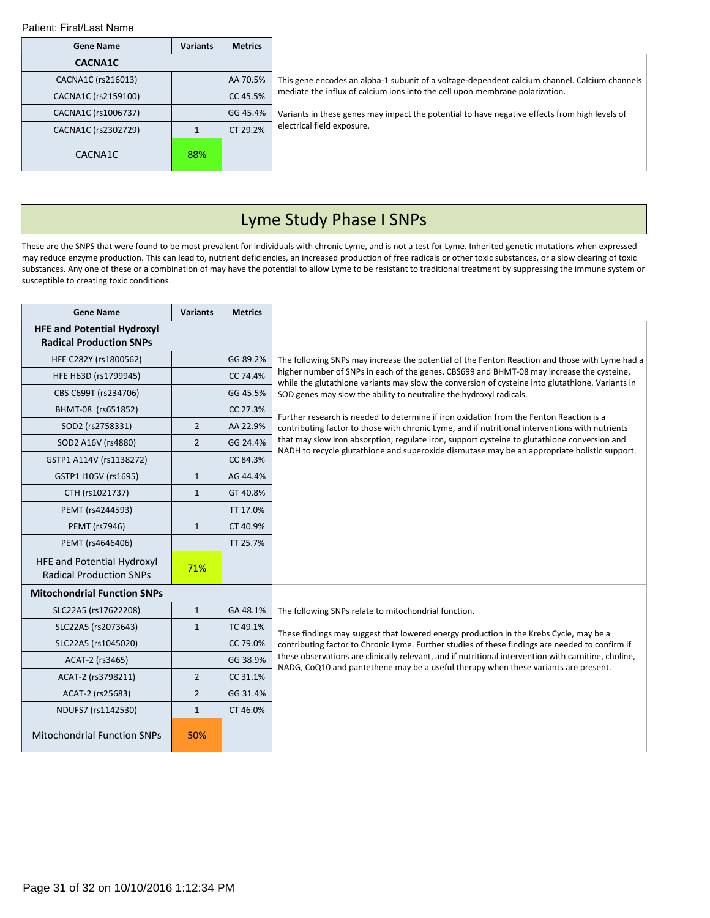Patient: First/Last Name

| Gene Name | Variants | Metrics |
|---|---|---|
| **CACNA1C** | | |
| CACNA1C (rs216013) | | AA 70.5% |
| CACNA1C (rs2159100) | | CC 45.5% |
| CACNA1C (rs1006737) | | GG 45.4% |
| CACNA1C (rs2302729) | 1 | CT 29.2% |
| CACNA1C | 88% | |

This gene encodes an alpha-1 subunit of a voltage-dependent calcium channel. Calcium channels mediate the influx of calcium ions into the cell upon membrane polarization.

Variants in these genes may impact the potential to have negative effects from high levels of electrical field exposure.

# Lyme Study Phase I SNPs

These are the SNPS that were found to be most prevalent for individuals with chronic Lyme, and is not a test for Lyme. Inherited genetic mutations when expressed may reduce enzyme production. This can lead to, nutrient deficiencies, an increased production of free radicals or other toxic substances, or a slow clearing of toxic substances. Any one of these or a combination of may have the potential to allow Lyme to be resistant to traditional treatment by suppressing the immune system or susceptible to creating toxic conditions.

| Gene Name | Variants | Metrics |
|---|---|---|
| **HFE and Potential Hydroxyl Radical Production SNPs** | | |
| HFE C282Y (rs1800562) | | GG 89.2% |
| HFE H63D (rs1799945) | | CC 74.4% |
| CBS C699T (rs234706) | | GG 45.5% |
| BHMT-08 (rs651852) | | CC 27.3% |
| SOD2 (rs2758331) | 2 | AA 22.9% |
| SOD2 A16V (rs4880) | 2 | GG 24.4% |
| GSTP1 A114V (rs1138272) | | CC 84.3% |
| GSTP1 I105V (rs1695) | 1 | AG 44.4% |
| CTH (rs1021737) | 1 | GT 40.8% |
| PEMT (rs4244593) | | TT 17.0% |
| PEMT (rs7946) | 1 | CT 40.9% |
| PEMT (rs4646406) | | TT 25.7% |
| HFE and Potential Hydroxyl Radical Production SNPs | 71% | |

The following SNPs may increase the potential of the Fenton Reaction and those with Lyme had a higher number of SNPs in each of the genes. CBS699 and BHMT-08 may increase the cysteine, while the glutathione variants may slow the conversion of cysteine into glutathione. Variants in SOD genes may slow the ability to neutralize the hydroxyl radicals.

Further research is needed to determine if iron oxidation from the Fenton Reaction is a contributing factor to those with chronic Lyme, and if nutritional interventions with nutrients that may slow iron absorption, regulate iron, support cysteine to glutathione conversion and NADH to recycle glutathione and superoxide dismutase may be an appropriate holistic support.

| Gene Name | Variants | Metrics |
|---|---|---|
| **Mitochondrial Function SNPs** | | |
| SLC22A5 (rs17622208) | 1 | GA 48.1% |
| SLC22A5 (rs2073643) | 1 | TC 49.1% |
| SLC22A5 (rs1045020) | | CC 79.0% |
| ACAT-2 (rs3465) | | GG 38.9% |
| ACAT-2 (rs3798211) | 2 | CC 31.1% |
| ACAT-2 (rs25683) | 2 | GG 31.4% |
| NDUFS7 (rs1142530) | 1 | CT 46.0% |
| Mitochondrial Function SNPs | 50% | |

The following SNPs relate to mitochondrial function.

These findings may suggest that lowered energy production in the Krebs Cycle, may be a contributing factor to Chronic Lyme. Further studies of these findings are needed to confirm if these observations are clinically relevant, and if nutritional intervention with carnitine, choline, NADG, CoQ10 and pantethene may be a useful therapy when these variants are present.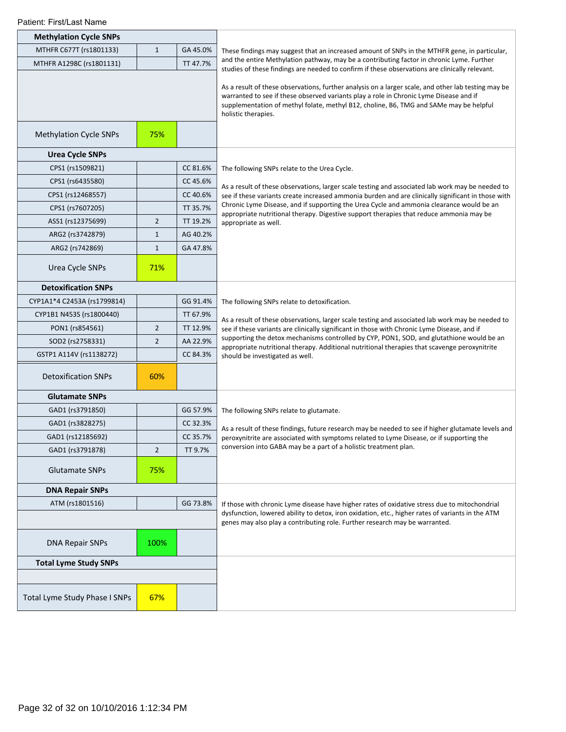Patient: First/Last Name

| Methylation Cycle SNPs | | | |
|---|---|---|---|
| MTHFR C677T (rs1801133) | 1 | GA 45.0% | These findings may suggest that an increased amount of SNPs in the MTHFR gene, in particular, and the entire Methylation pathway, may be a contributing factor in chronic Lyme. Further studies of these findings are needed to confirm if these observations are clinically relevant.<br><br>As a result of these observations, further analysis on a larger scale, and other lab testing may be warranted to see if these observed variants play a role in Chronic Lyme Disease and if supplementation of methyl folate, methyl B12, choline, B6, TMG and SAMe may be helpful holistic therapies. |
| MTHFR A1298C (rs1801131) | | TT 47.7% | |
| Methylation Cycle SNPs | 75% | | |
| **Urea Cycle SNPs** | | | |
| CPS1 (rs1509821) | | CC 81.6% | The following SNPs relate to the Urea Cycle.<br><br>As a result of these observations, larger scale testing and associated lab work may be needed to see if these variants create increased ammonia burden and are clinically significant in those with Chronic Lyme Disease, and if supporting the Urea Cycle and ammonia clearance would be an appropriate nutritional therapy. Digestive support therapies that reduce ammonia may be appropriate as well. |
| CPS1 (rs6435580) | | CC 45.6% | |
| CPS1 (rs12468557) | | CC 40.6% | |
| CPS1 (rs7607205) | | TT 35.7% | |
| ASS1 (rs12375699) | 2 | TT 19.2% | |
| ARG2 (rs3742879) | 1 | AG 40.2% | |
| ARG2 (rs742869) | 1 | GA 47.8% | |
| Urea Cycle SNPs | 71% | | |
| **Detoxification SNPs** | | | |
| CYP1A1*4 C2453A (rs1799814) | | GG 91.4% | The following SNPs relate to detoxification.<br><br>As a result of these observations, larger scale testing and associated lab work may be needed to see if these variants are clinically significant in those with Chronic Lyme Disease, and if supporting the detox mechanisms controlled by CYP, PON1, SOD, and glutathione would be an appropriate nutritional therapy. Additional nutritional therapies that scavenge peroxynitrite should be investigated as well. |
| CYP1B1 N453S (rs1800440) | | TT 67.9% | |
| PON1 (rs854561) | 2 | TT 12.9% | |
| SOD2 (rs2758331) | 2 | AA 22.9% | |
| GSTP1 A114V (rs1138272) | | CC 84.3% | |
| Detoxification SNPs | 60% | | |
| **Glutamate SNPs** | | | |
| GAD1 (rs3791850) | | GG 57.9% | The following SNPs relate to glutamate.<br><br>As a result of these findings, future research may be needed to see if higher glutamate levels and peroxynitrite are associated with symptoms related to Lyme Disease, or if supporting the conversion into GABA may be a part of a holistic treatment plan. |
| GAD1 (rs3828275) | | CC 32.3% | |
| GAD1 (rs12185692) | | CC 35.7% | |
| GAD1 (rs3791878) | 2 | TT 9.7% | |
| Glutamate SNPs | 75% | | |
| **DNA Repair SNPs** | | | |
| ATM (rs1801516) | | GG 73.8% | If those with chronic Lyme disease have higher rates of oxidative stress due to mitochondrial dysfunction, lowered ability to detox, iron oxidation, etc., higher rates of variants in the ATM genes may also play a contributing role. Further research may be warranted. |
| DNA Repair SNPs | 100% | | |
| **Total Lyme Study SNPs** | | | |
| Total Lyme Study Phase I SNPs | 67% | | |

Page 32 of 32 on 10/10/2016 1:12:34 PM